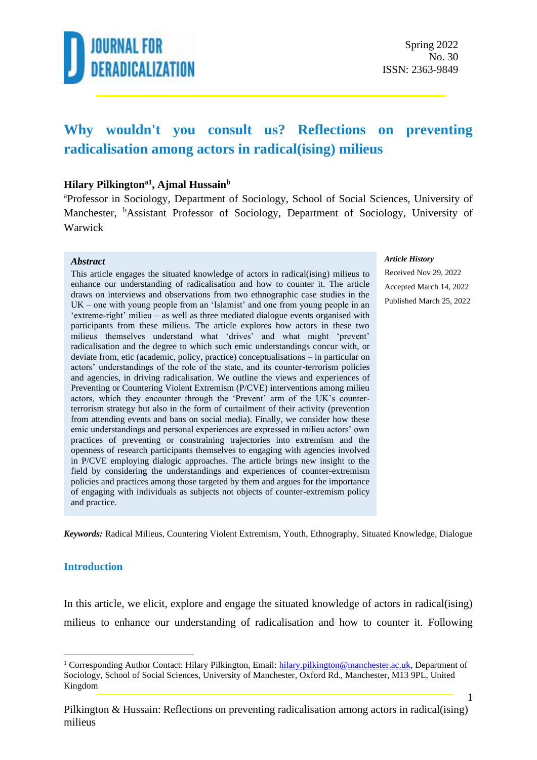# Why wouldn't you consult us? Reflections on preventing radicalisation among actors in radical(ising) milieus

**Hilary Pilkington[a1], Ajmal Hussain[b]**

[a]Professor in Sociology, Department of Sociology, School of Social Sciences, University of Manchester, [b]Assistant Professor of Sociology, Department of Sociology, University of Warwick

### Abstract

This article engages the situated knowledge of actors in radical(ising) milieus to enhance our understanding of radicalisation and how to counter it. The article draws on interviews and observations from two ethnographic case studies in the UK – one with young people from an 'Islamist' and one from young people in an 'extreme-right' milieu – as well as three mediated dialogue events organised with participants from these milieus. The article explores how actors in these two milieus themselves understand what 'drives' and what might 'prevent' radicalisation and the degree to which such emic understandings concur with, or deviate from, etic (academic, policy, practice) conceptualisations – in particular on actors' understandings of the role of the state, and its counter-terrorism policies and agencies, in driving radicalisation. We outline the views and experiences of Preventing or Countering Violent Extremism (P/CVE) interventions among milieu actors, which they encounter through the 'Prevent' arm of the UK's counter-terrorism strategy but also in the form of curtailment of their activity (prevention from attending events and bans on social media). Finally, we consider how these emic understandings and personal experiences are expressed in milieu actors' own practices of preventing or constraining trajectories into extremism and the openness of research participants themselves to engaging with agencies involved in P/CVE employing dialogic approaches. The article brings new insight to the field by considering the understandings and experiences of counter-extremism policies and practices among those targeted by them and argues for the importance of engaging with individuals as subjects not objects of counter-extremism policy and practice.

***Article History***

Received Nov 29, 2022

Accepted March 14, 2022

Published March 25, 2022

***Keywords:*** Radical Milieus, Countering Violent Extremism, Youth, Ethnography, Situated Knowledge, Dialogue

## Introduction

In this article, we elicit, explore and engage the situated knowledge of actors in radical(ising) milieus to enhance our understanding of radicalisation and how to counter it. Following

---

[1] Corresponding Author Contact: Hilary Pilkington, Email: hilary.pilkington@manchester.ac.uk, Department of Sociology, School of Social Sciences, University of Manchester, Oxford Rd., Manchester, M13 9PL, United Kingdom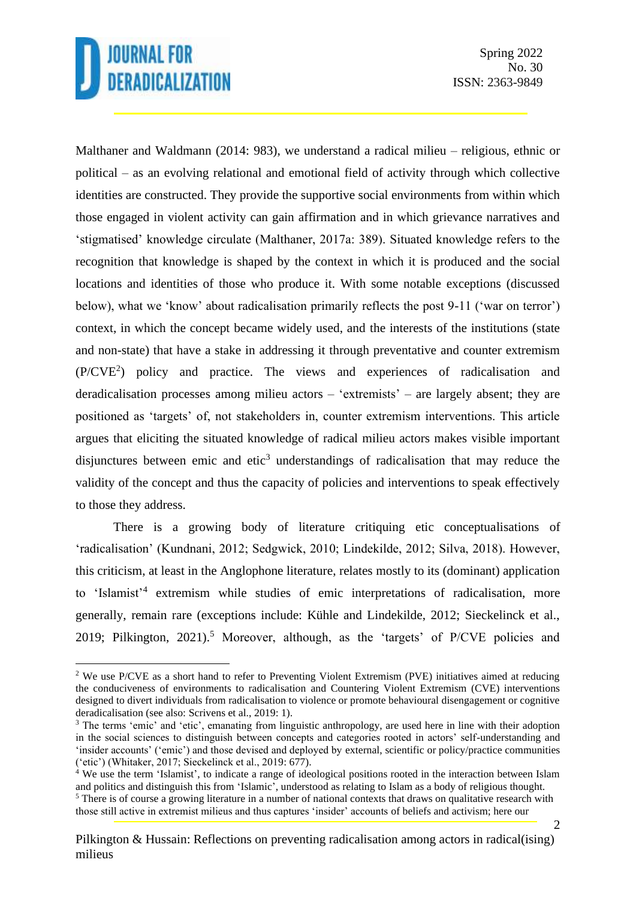Malthaner and Waldmann (2014: 983), we understand a radical milieu – religious, ethnic or political – as an evolving relational and emotional field of activity through which collective identities are constructed. They provide the supportive social environments from within which those engaged in violent activity can gain affirmation and in which grievance narratives and 'stigmatised' knowledge circulate (Malthaner, 2017a: 389). Situated knowledge refers to the recognition that knowledge is shaped by the context in which it is produced and the social locations and identities of those who produce it. With some notable exceptions (discussed below), what we 'know' about radicalisation primarily reflects the post 9-11 ('war on terror') context, in which the concept became widely used, and the interests of the institutions (state and non-state) that have a stake in addressing it through preventative and counter extremism (P/CVE[2]) policy and practice. The views and experiences of radicalisation and deradicalisation processes among milieu actors – 'extremists' – are largely absent; they are positioned as 'targets' of, not stakeholders in, counter extremism interventions. This article argues that eliciting the situated knowledge of radical milieu actors makes visible important disjunctures between emic and etic[3] understandings of radicalisation that may reduce the validity of the concept and thus the capacity of policies and interventions to speak effectively to those they address.

There is a growing body of literature critiquing etic conceptualisations of 'radicalisation' (Kundnani, 2012; Sedgwick, 2010; Lindekilde, 2012; Silva, 2018). However, this criticism, at least in the Anglophone literature, relates mostly to its (dominant) application to 'Islamist'[4] extremism while studies of emic interpretations of radicalisation, more generally, remain rare (exceptions include: Kühle and Lindekilde, 2012; Sieckelinck et al., 2019; Pilkington, 2021).[5] Moreover, although, as the 'targets' of P/CVE policies and

---

[2] We use P/CVE as a short hand to refer to Preventing Violent Extremism (PVE) initiatives aimed at reducing the conduciveness of environments to radicalisation and Countering Violent Extremism (CVE) interventions designed to divert individuals from radicalisation to violence or promote behavioural disengagement or cognitive deradicalisation (see also: Scrivens et al., 2019: 1).

[3] The terms 'emic' and 'etic', emanating from linguistic anthropology, are used here in line with their adoption in the social sciences to distinguish between concepts and categories rooted in actors' self-understanding and 'insider accounts' ('emic') and those devised and deployed by external, scientific or policy/practice communities ('etic') (Whitaker, 2017; Sieckelinck et al., 2019: 677).

[4] We use the term 'Islamist', to indicate a range of ideological positions rooted in the interaction between Islam and politics and distinguish this from 'Islamic', understood as relating to Islam as a body of religious thought.

[5] There is of course a growing literature in a number of national contexts that draws on qualitative research with those still active in extremist milieus and thus captures 'insider' accounts of beliefs and activism; here our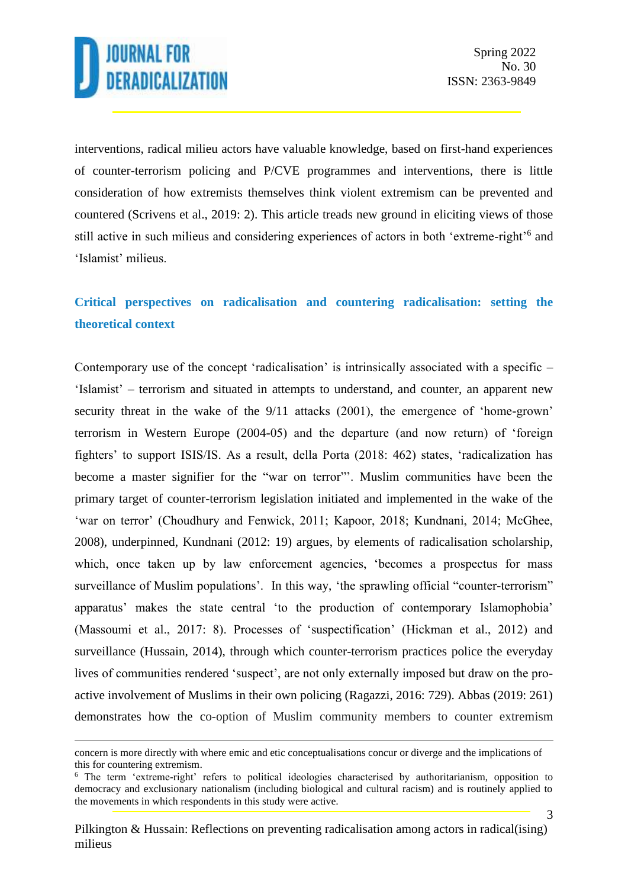interventions, radical milieu actors have valuable knowledge, based on first-hand experiences of counter-terrorism policing and P/CVE programmes and interventions, there is little consideration of how extremists themselves think violent extremism can be prevented and countered (Scrivens et al., 2019: 2). This article treads new ground in eliciting views of those still active in such milieus and considering experiences of actors in both 'extreme-right'[6] and 'Islamist' milieus.

## Critical perspectives on radicalisation and countering radicalisation: setting the theoretical context

Contemporary use of the concept 'radicalisation' is intrinsically associated with a specific – 'Islamist' – terrorism and situated in attempts to understand, and counter, an apparent new security threat in the wake of the 9/11 attacks (2001), the emergence of 'home-grown' terrorism in Western Europe (2004-05) and the departure (and now return) of 'foreign fighters' to support ISIS/IS. As a result, della Porta (2018: 462) states, 'radicalization has become a master signifier for the "war on terror"'. Muslim communities have been the primary target of counter-terrorism legislation initiated and implemented in the wake of the 'war on terror' (Choudhury and Fenwick, 2011; Kapoor, 2018; Kundnani, 2014; McGhee, 2008), underpinned, Kundnani (2012: 19) argues, by elements of radicalisation scholarship, which, once taken up by law enforcement agencies, 'becomes a prospectus for mass surveillance of Muslim populations'. In this way, 'the sprawling official "counter-terrorism" apparatus' makes the state central 'to the production of contemporary Islamophobia' (Massoumi et al., 2017: 8). Processes of 'suspectification' (Hickman et al., 2012) and surveillance (Hussain, 2014), through which counter-terrorism practices police the everyday lives of communities rendered 'suspect', are not only externally imposed but draw on the pro-active involvement of Muslims in their own policing (Ragazzi, 2016: 729). Abbas (2019: 261) demonstrates how the co-option of Muslim community members to counter extremism

---

concern is more directly with where emic and etic conceptualisations concur or diverge and the implications of this for countering extremism.

[6] The term 'extreme-right' refers to political ideologies characterised by authoritarianism, opposition to democracy and exclusionary nationalism (including biological and cultural racism) and is routinely applied to the movements in which respondents in this study were active.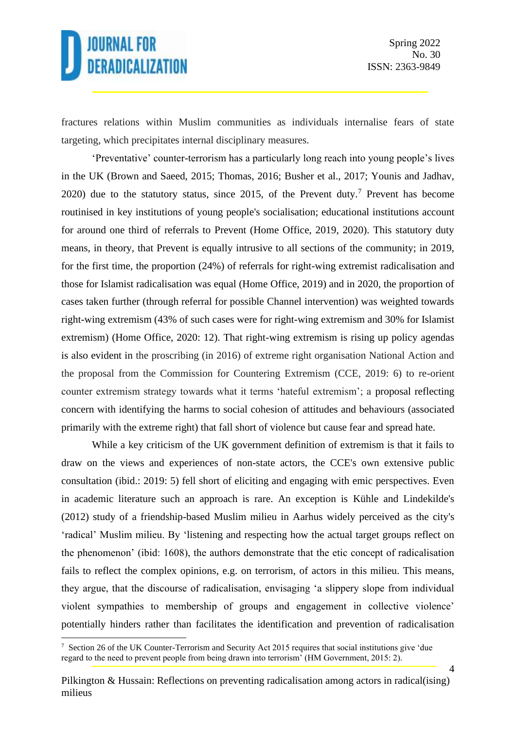fractures relations within Muslim communities as individuals internalise fears of state targeting, which precipitates internal disciplinary measures.

'Preventative' counter-terrorism has a particularly long reach into young people's lives in the UK (Brown and Saeed, 2015; Thomas, 2016; Busher et al., 2017; Younis and Jadhav, 2020) due to the statutory status, since 2015, of the Prevent duty.[7] Prevent has become routinised in key institutions of young people's socialisation; educational institutions account for around one third of referrals to Prevent (Home Office, 2019, 2020). This statutory duty means, in theory, that Prevent is equally intrusive to all sections of the community; in 2019, for the first time, the proportion (24%) of referrals for right-wing extremist radicalisation and those for Islamist radicalisation was equal (Home Office, 2019) and in 2020, the proportion of cases taken further (through referral for possible Channel intervention) was weighted towards right-wing extremism (43% of such cases were for right-wing extremism and 30% for Islamist extremism) (Home Office, 2020: 12). That right-wing extremism is rising up policy agendas is also evident in the proscribing (in 2016) of extreme right organisation National Action and the proposal from the Commission for Countering Extremism (CCE, 2019: 6) to re-orient counter extremism strategy towards what it terms 'hateful extremism'; a proposal reflecting concern with identifying the harms to social cohesion of attitudes and behaviours (associated primarily with the extreme right) that fall short of violence but cause fear and spread hate.

While a key criticism of the UK government definition of extremism is that it fails to draw on the views and experiences of non-state actors, the CCE's own extensive public consultation (ibid.: 2019: 5) fell short of eliciting and engaging with emic perspectives. Even in academic literature such an approach is rare. An exception is Kühle and Lindekilde's (2012) study of a friendship-based Muslim milieu in Aarhus widely perceived as the city's 'radical' Muslim milieu. By 'listening and respecting how the actual target groups reflect on the phenomenon' (ibid: 1608), the authors demonstrate that the etic concept of radicalisation fails to reflect the complex opinions, e.g. on terrorism, of actors in this milieu. This means, they argue, that the discourse of radicalisation, envisaging 'a slippery slope from individual violent sympathies to membership of groups and engagement in collective violence' potentially hinders rather than facilitates the identification and prevention of radicalisation

[7] Section 26 of the UK Counter-Terrorism and Security Act 2015 requires that social institutions give 'due regard to the need to prevent people from being drawn into terrorism' (HM Government, 2015: 2).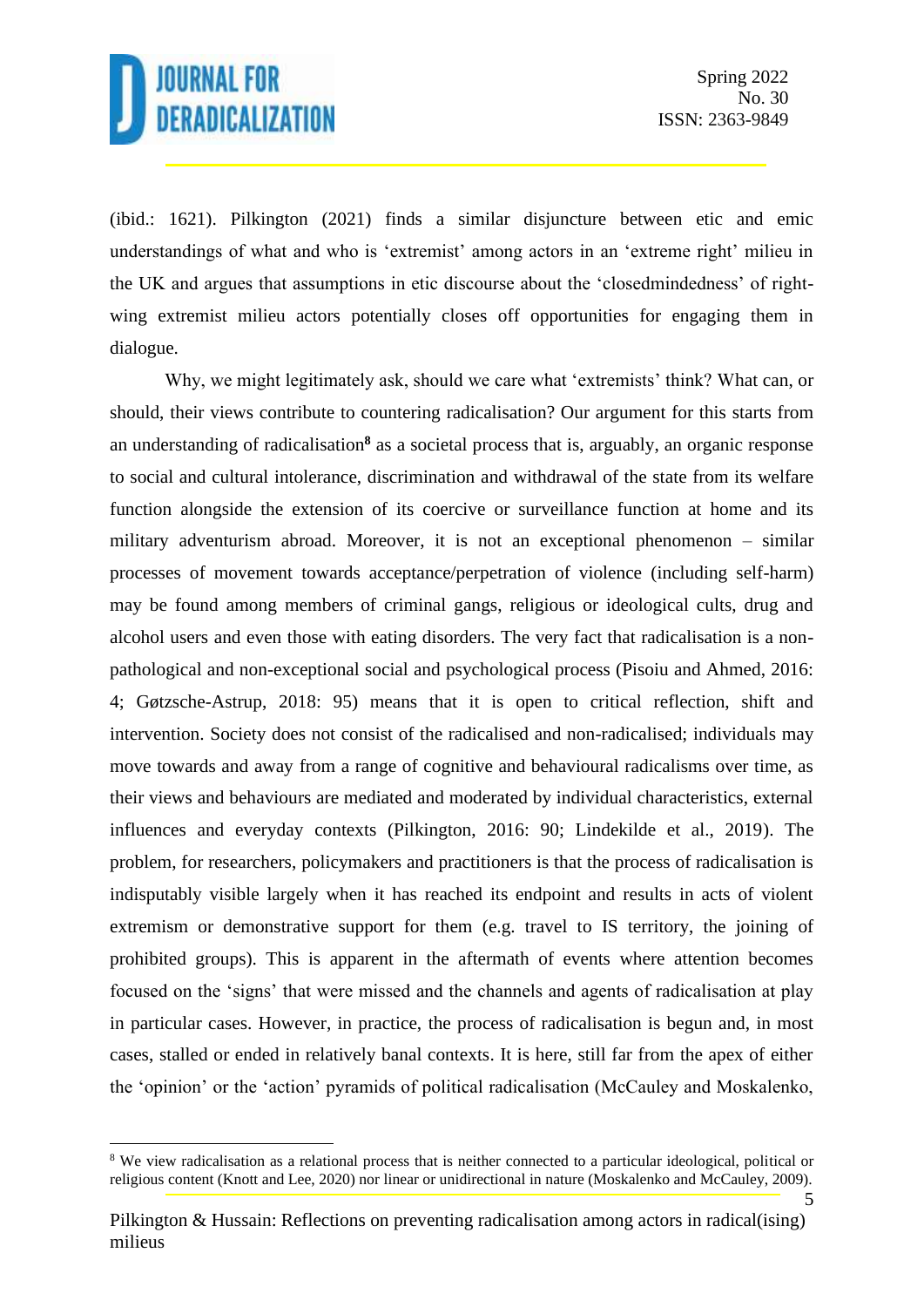(ibid.: 1621). Pilkington (2021) finds a similar disjuncture between etic and emic understandings of what and who is 'extremist' among actors in an 'extreme right' milieu in the UK and argues that assumptions in etic discourse about the 'closedmindedness' of right-wing extremist milieu actors potentially closes off opportunities for engaging them in dialogue.

Why, we might legitimately ask, should we care what 'extremists' think? What can, or should, their views contribute to countering radicalisation? Our argument for this starts from an understanding of radicalisation[8] as a societal process that is, arguably, an organic response to social and cultural intolerance, discrimination and withdrawal of the state from its welfare function alongside the extension of its coercive or surveillance function at home and its military adventurism abroad. Moreover, it is not an exceptional phenomenon – similar processes of movement towards acceptance/perpetration of violence (including self-harm) may be found among members of criminal gangs, religious or ideological cults, drug and alcohol users and even those with eating disorders. The very fact that radicalisation is a non-pathological and non-exceptional social and psychological process (Pisoiu and Ahmed, 2016: 4; Gøtzsche-Astrup, 2018: 95) means that it is open to critical reflection, shift and intervention. Society does not consist of the radicalised and non-radicalised; individuals may move towards and away from a range of cognitive and behavioural radicalisms over time, as their views and behaviours are mediated and moderated by individual characteristics, external influences and everyday contexts (Pilkington, 2016: 90; Lindekilde et al., 2019). The problem, for researchers, policymakers and practitioners is that the process of radicalisation is indisputably visible largely when it has reached its endpoint and results in acts of violent extremism or demonstrative support for them (e.g. travel to IS territory, the joining of prohibited groups). This is apparent in the aftermath of events where attention becomes focused on the 'signs' that were missed and the channels and agents of radicalisation at play in particular cases. However, in practice, the process of radicalisation is begun and, in most cases, stalled or ended in relatively banal contexts. It is here, still far from the apex of either the 'opinion' or the 'action' pyramids of political radicalisation (McCauley and Moskalenko,

[8] We view radicalisation as a relational process that is neither connected to a particular ideological, political or religious content (Knott and Lee, 2020) nor linear or unidirectional in nature (Moskalenko and McCauley, 2009).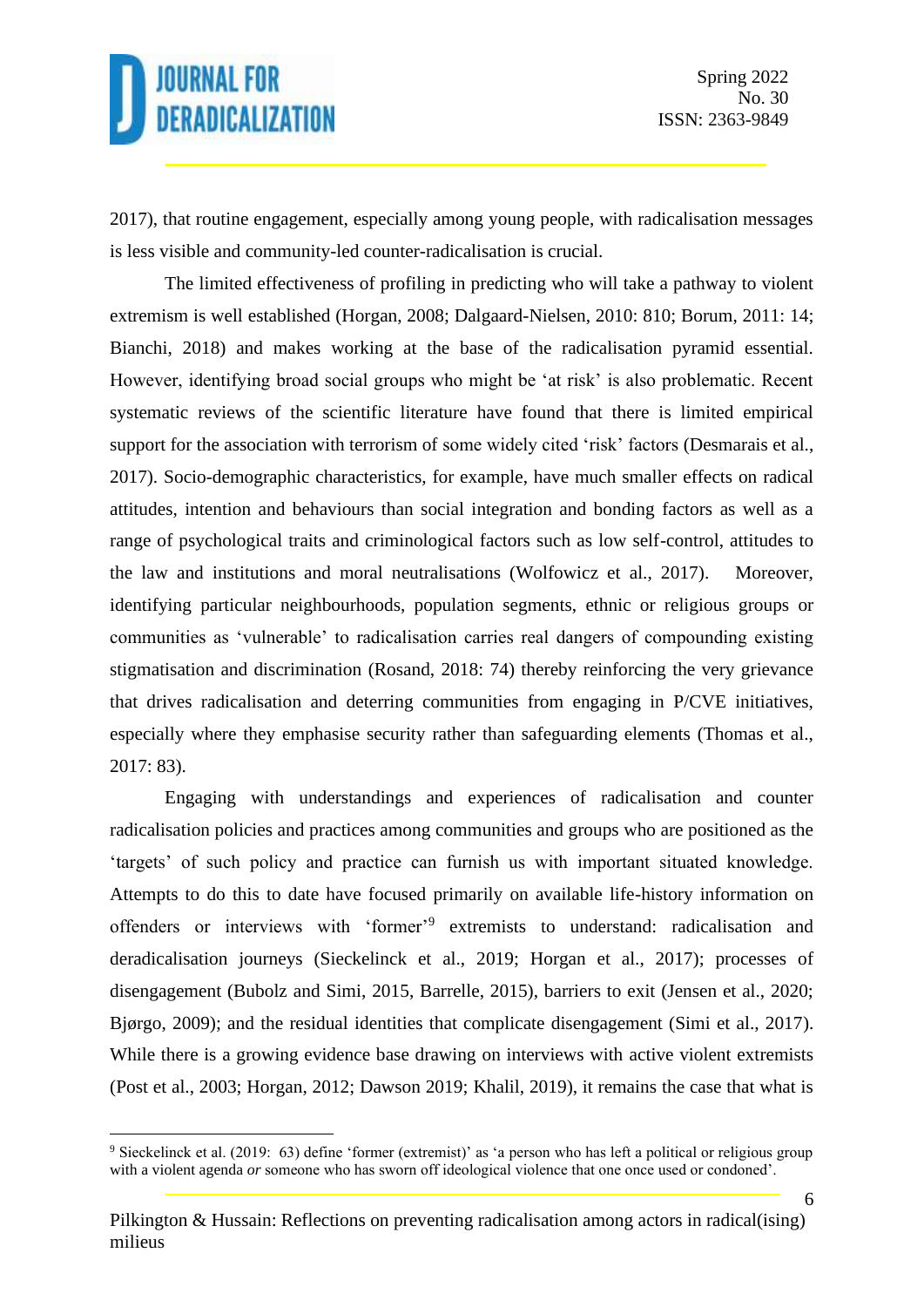2017), that routine engagement, especially among young people, with radicalisation messages is less visible and community-led counter-radicalisation is crucial.

The limited effectiveness of profiling in predicting who will take a pathway to violent extremism is well established (Horgan, 2008; Dalgaard-Nielsen, 2010: 810; Borum, 2011: 14; Bianchi, 2018) and makes working at the base of the radicalisation pyramid essential. However, identifying broad social groups who might be 'at risk' is also problematic. Recent systematic reviews of the scientific literature have found that there is limited empirical support for the association with terrorism of some widely cited 'risk' factors (Desmarais et al., 2017). Socio-demographic characteristics, for example, have much smaller effects on radical attitudes, intention and behaviours than social integration and bonding factors as well as a range of psychological traits and criminological factors such as low self-control, attitudes to the law and institutions and moral neutralisations (Wolfowicz et al., 2017). Moreover, identifying particular neighbourhoods, population segments, ethnic or religious groups or communities as 'vulnerable' to radicalisation carries real dangers of compounding existing stigmatisation and discrimination (Rosand, 2018: 74) thereby reinforcing the very grievance that drives radicalisation and deterring communities from engaging in P/CVE initiatives, especially where they emphasise security rather than safeguarding elements (Thomas et al., 2017: 83).

Engaging with understandings and experiences of radicalisation and counter radicalisation policies and practices among communities and groups who are positioned as the 'targets' of such policy and practice can furnish us with important situated knowledge. Attempts to do this to date have focused primarily on available life-history information on offenders or interviews with 'former'[9] extremists to understand: radicalisation and deradicalisation journeys (Sieckelinck et al., 2019; Horgan et al., 2017); processes of disengagement (Bubolz and Simi, 2015, Barrelle, 2015), barriers to exit (Jensen et al., 2020; Bjørgo, 2009); and the residual identities that complicate disengagement (Simi et al., 2017). While there is a growing evidence base drawing on interviews with active violent extremists (Post et al., 2003; Horgan, 2012; Dawson 2019; Khalil, 2019), it remains the case that what is

[9] Sieckelinck et al. (2019: 63) define 'former (extremist)' as 'a person who has left a political or religious group with a violent agenda *or* someone who has sworn off ideological violence that one once used or condoned'.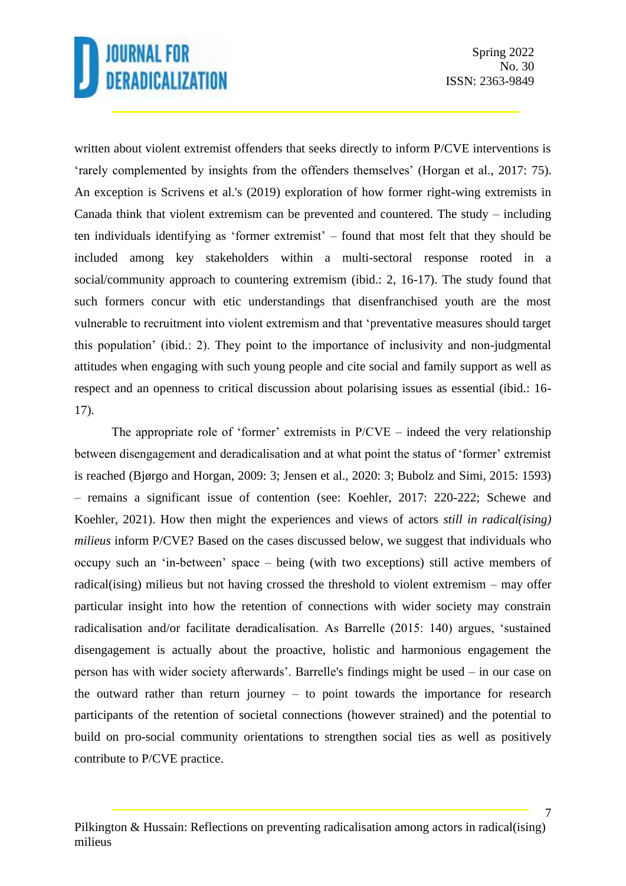written about violent extremist offenders that seeks directly to inform P/CVE interventions is 'rarely complemented by insights from the offenders themselves' (Horgan et al., 2017: 75). An exception is Scrivens et al.'s (2019) exploration of how former right-wing extremists in Canada think that violent extremism can be prevented and countered. The study – including ten individuals identifying as 'former extremist' – found that most felt that they should be included among key stakeholders within a multi-sectoral response rooted in a social/community approach to countering extremism (ibid.: 2, 16-17). The study found that such formers concur with etic understandings that disenfranchised youth are the most vulnerable to recruitment into violent extremism and that 'preventative measures should target this population' (ibid.: 2). They point to the importance of inclusivity and non-judgmental attitudes when engaging with such young people and cite social and family support as well as respect and an openness to critical discussion about polarising issues as essential (ibid.: 16-17).

The appropriate role of 'former' extremists in P/CVE – indeed the very relationship between disengagement and deradicalisation and at what point the status of 'former' extremist is reached (Bjørgo and Horgan, 2009: 3; Jensen et al., 2020: 3; Bubolz and Simi, 2015: 1593) – remains a significant issue of contention (see: Koehler, 2017: 220-222; Schewe and Koehler, 2021). How then might the experiences and views of actors *still in radical(ising) milieus* inform P/CVE? Based on the cases discussed below, we suggest that individuals who occupy such an 'in-between' space – being (with two exceptions) still active members of radical(ising) milieus but not having crossed the threshold to violent extremism – may offer particular insight into how the retention of connections with wider society may constrain radicalisation and/or facilitate deradicalisation. As Barrelle (2015: 140) argues, 'sustained disengagement is actually about the proactive, holistic and harmonious engagement the person has with wider society afterwards'. Barrelle's findings might be used – in our case on the outward rather than return journey – to point towards the importance for research participants of the retention of societal connections (however strained) and the potential to build on pro-social community orientations to strengthen social ties as well as positively contribute to P/CVE practice.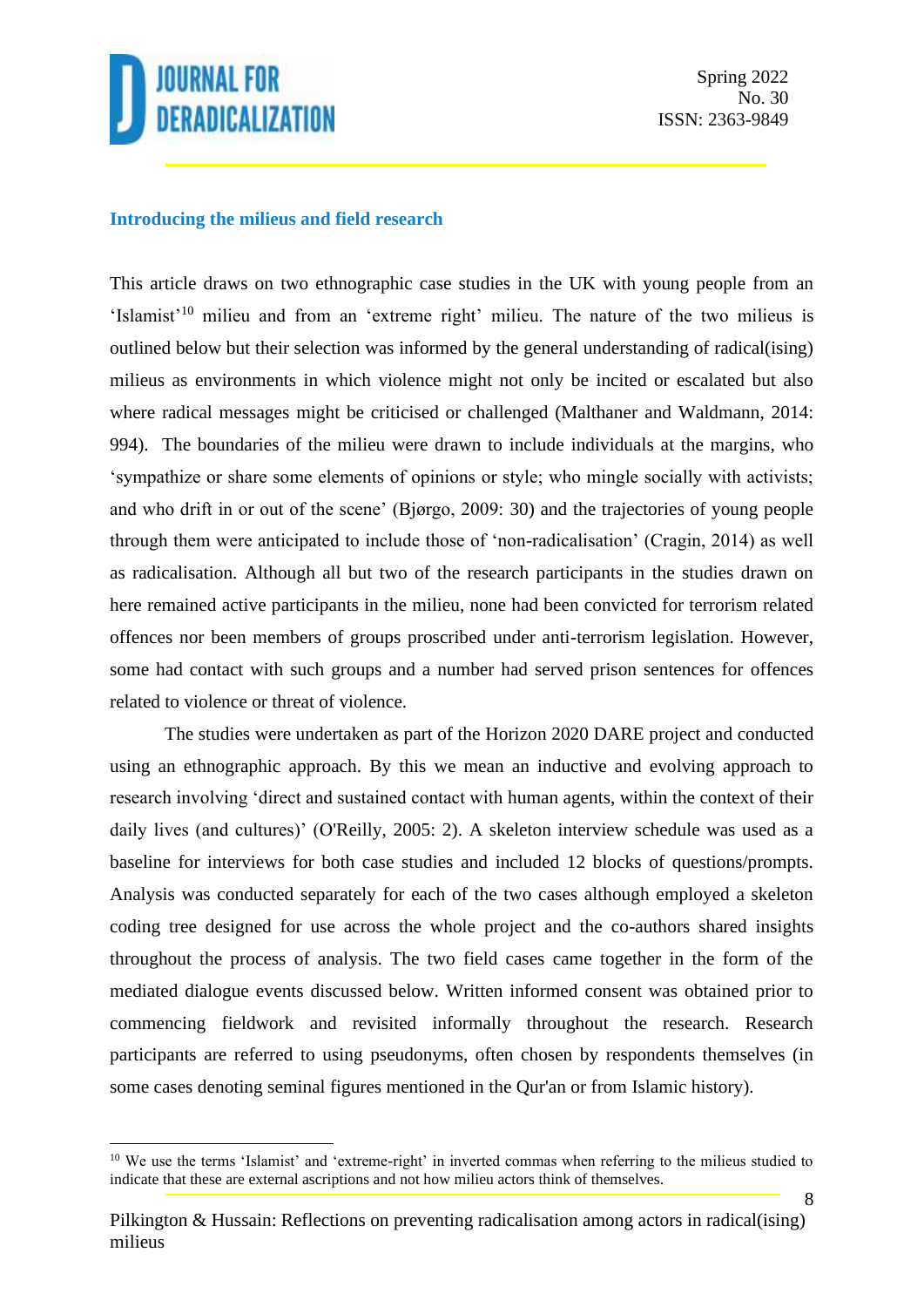### Introducing the milieus and field research

This article draws on two ethnographic case studies in the UK with young people from an 'Islamist'[10] milieu and from an 'extreme right' milieu. The nature of the two milieus is outlined below but their selection was informed by the general understanding of radical(ising) milieus as environments in which violence might not only be incited or escalated but also where radical messages might be criticised or challenged (Malthaner and Waldmann, 2014: 994). The boundaries of the milieu were drawn to include individuals at the margins, who 'sympathize or share some elements of opinions or style; who mingle socially with activists; and who drift in or out of the scene' (Bjørgo, 2009: 30) and the trajectories of young people through them were anticipated to include those of 'non-radicalisation' (Cragin, 2014) as well as radicalisation. Although all but two of the research participants in the studies drawn on here remained active participants in the milieu, none had been convicted for terrorism related offences nor been members of groups proscribed under anti-terrorism legislation. However, some had contact with such groups and a number had served prison sentences for offences related to violence or threat of violence.

The studies were undertaken as part of the Horizon 2020 DARE project and conducted using an ethnographic approach. By this we mean an inductive and evolving approach to research involving 'direct and sustained contact with human agents, within the context of their daily lives (and cultures)' (O'Reilly, 2005: 2). A skeleton interview schedule was used as a baseline for interviews for both case studies and included 12 blocks of questions/prompts. Analysis was conducted separately for each of the two cases although employed a skeleton coding tree designed for use across the whole project and the co-authors shared insights throughout the process of analysis. The two field cases came together in the form of the mediated dialogue events discussed below. Written informed consent was obtained prior to commencing fieldwork and revisited informally throughout the research. Research participants are referred to using pseudonyms, often chosen by respondents themselves (in some cases denoting seminal figures mentioned in the Qur'an or from Islamic history).

[10] We use the terms 'Islamist' and 'extreme-right' in inverted commas when referring to the milieus studied to indicate that these are external ascriptions and not how milieu actors think of themselves.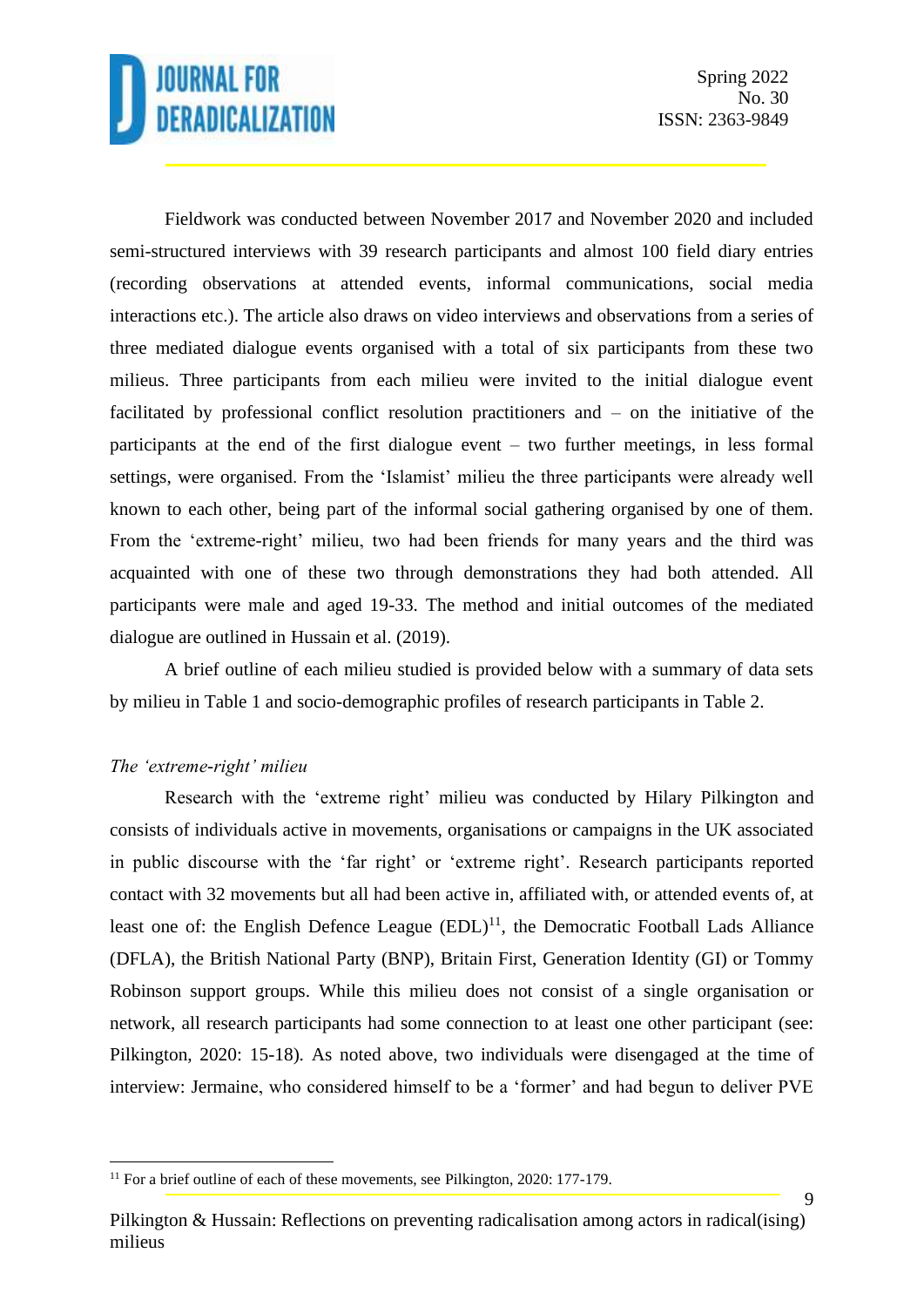Fieldwork was conducted between November 2017 and November 2020 and included semi-structured interviews with 39 research participants and almost 100 field diary entries (recording observations at attended events, informal communications, social media interactions etc.). The article also draws on video interviews and observations from a series of three mediated dialogue events organised with a total of six participants from these two milieus. Three participants from each milieu were invited to the initial dialogue event facilitated by professional conflict resolution practitioners and – on the initiative of the participants at the end of the first dialogue event – two further meetings, in less formal settings, were organised. From the 'Islamist' milieu the three participants were already well known to each other, being part of the informal social gathering organised by one of them. From the 'extreme-right' milieu, two had been friends for many years and the third was acquainted with one of these two through demonstrations they had both attended. All participants were male and aged 19-33. The method and initial outcomes of the mediated dialogue are outlined in Hussain et al. (2019).

A brief outline of each milieu studied is provided below with a summary of data sets by milieu in Table 1 and socio-demographic profiles of research participants in Table 2.

*The 'extreme-right' milieu*

Research with the 'extreme right' milieu was conducted by Hilary Pilkington and consists of individuals active in movements, organisations or campaigns in the UK associated in public discourse with the 'far right' or 'extreme right'. Research participants reported contact with 32 movements but all had been active in, affiliated with, or attended events of, at least one of: the English Defence League (EDL)[11], the Democratic Football Lads Alliance (DFLA), the British National Party (BNP), Britain First, Generation Identity (GI) or Tommy Robinson support groups. While this milieu does not consist of a single organisation or network, all research participants had some connection to at least one other participant (see: Pilkington, 2020: 15-18). As noted above, two individuals were disengaged at the time of interview: Jermaine, who considered himself to be a 'former' and had begun to deliver PVE

[11] For a brief outline of each of these movements, see Pilkington, 2020: 177-179.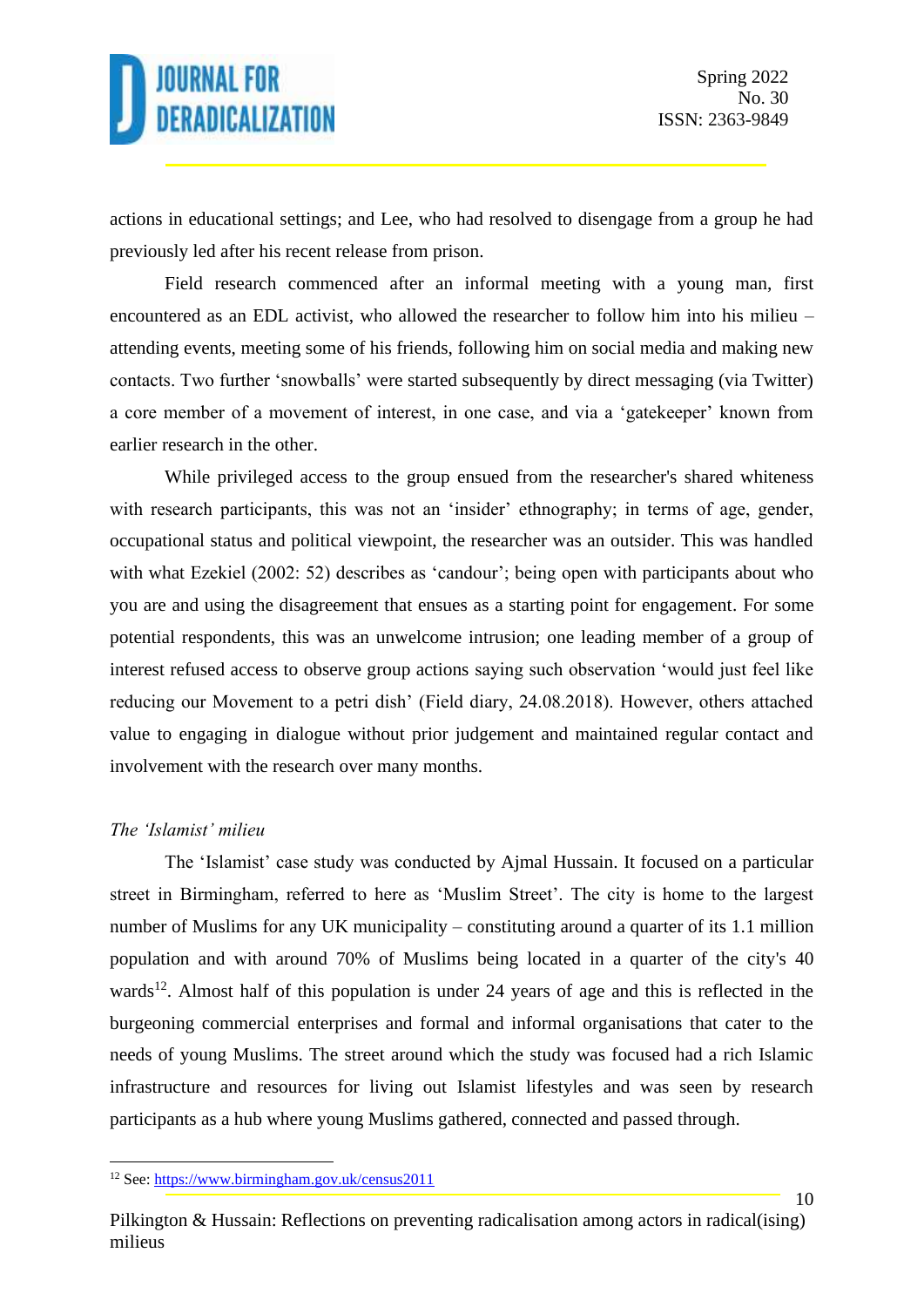actions in educational settings; and Lee, who had resolved to disengage from a group he had previously led after his recent release from prison.

Field research commenced after an informal meeting with a young man, first encountered as an EDL activist, who allowed the researcher to follow him into his milieu – attending events, meeting some of his friends, following him on social media and making new contacts. Two further 'snowballs' were started subsequently by direct messaging (via Twitter) a core member of a movement of interest, in one case, and via a 'gatekeeper' known from earlier research in the other.

While privileged access to the group ensued from the researcher's shared whiteness with research participants, this was not an 'insider' ethnography; in terms of age, gender, occupational status and political viewpoint, the researcher was an outsider. This was handled with what Ezekiel (2002: 52) describes as 'candour'; being open with participants about who you are and using the disagreement that ensues as a starting point for engagement. For some potential respondents, this was an unwelcome intrusion; one leading member of a group of interest refused access to observe group actions saying such observation 'would just feel like reducing our Movement to a petri dish' (Field diary, 24.08.2018). However, others attached value to engaging in dialogue without prior judgement and maintained regular contact and involvement with the research over many months.

*The 'Islamist' milieu*

The 'Islamist' case study was conducted by Ajmal Hussain. It focused on a particular street in Birmingham, referred to here as 'Muslim Street'. The city is home to the largest number of Muslims for any UK municipality – constituting around a quarter of its 1.1 million population and with around 70% of Muslims being located in a quarter of the city's 40 wards[12]. Almost half of this population is under 24 years of age and this is reflected in the burgeoning commercial enterprises and formal and informal organisations that cater to the needs of young Muslims. The street around which the study was focused had a rich Islamic infrastructure and resources for living out Islamist lifestyles and was seen by research participants as a hub where young Muslims gathered, connected and passed through.

[12] See: https://www.birmingham.gov.uk/census2011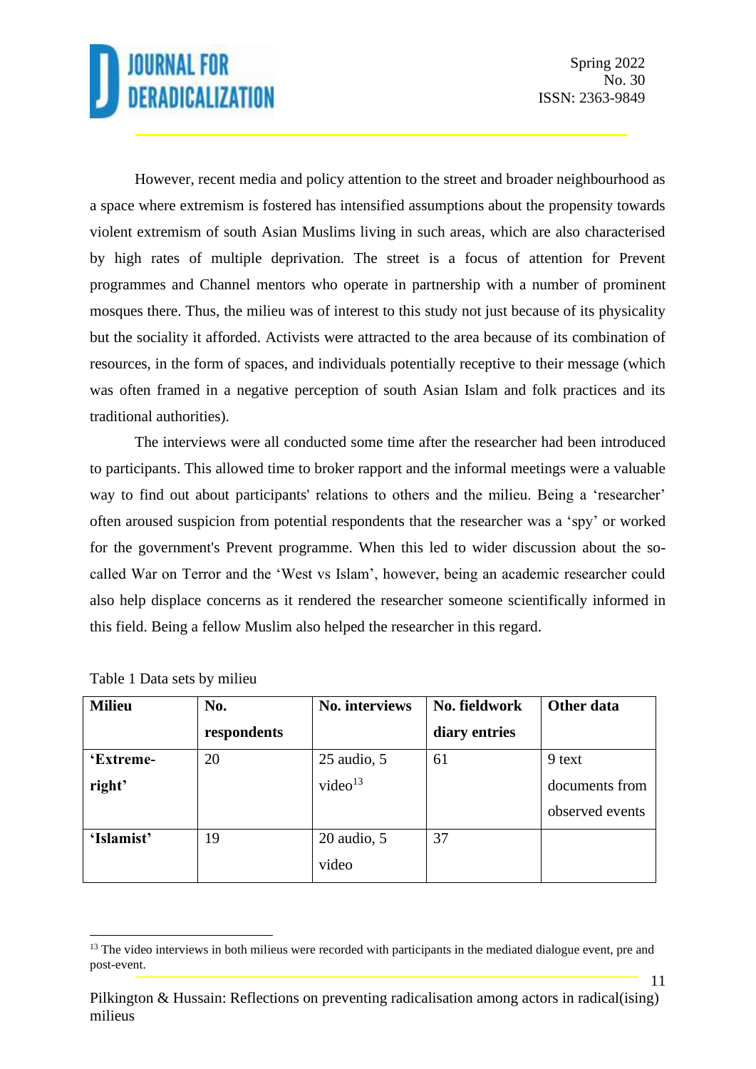However, recent media and policy attention to the street and broader neighbourhood as a space where extremism is fostered has intensified assumptions about the propensity towards violent extremism of south Asian Muslims living in such areas, which are also characterised by high rates of multiple deprivation. The street is a focus of attention for Prevent programmes and Channel mentors who operate in partnership with a number of prominent mosques there. Thus, the milieu was of interest to this study not just because of its physicality but the sociality it afforded. Activists were attracted to the area because of its combination of resources, in the form of spaces, and individuals potentially receptive to their message (which was often framed in a negative perception of south Asian Islam and folk practices and its traditional authorities).

The interviews were all conducted some time after the researcher had been introduced to participants. This allowed time to broker rapport and the informal meetings were a valuable way to find out about participants' relations to others and the milieu. Being a 'researcher' often aroused suspicion from potential respondents that the researcher was a 'spy' or worked for the government's Prevent programme. When this led to wider discussion about the so-called War on Terror and the 'West vs Islam', however, being an academic researcher could also help displace concerns as it rendered the researcher someone scientifically informed in this field. Being a fellow Muslim also helped the researcher in this regard.

Table 1 Data sets by milieu

| Milieu | No. respondents | No. interviews | No. fieldwork diary entries | Other data |
|---|---|---|---|---|
| 'Extreme-right' | 20 | 25 audio, 5 video[13] | 61 | 9 text documents from observed events |
| 'Islamist' | 19 | 20 audio, 5 video | 37 | |

[13] The video interviews in both milieus were recorded with participants in the mediated dialogue event, pre and post-event.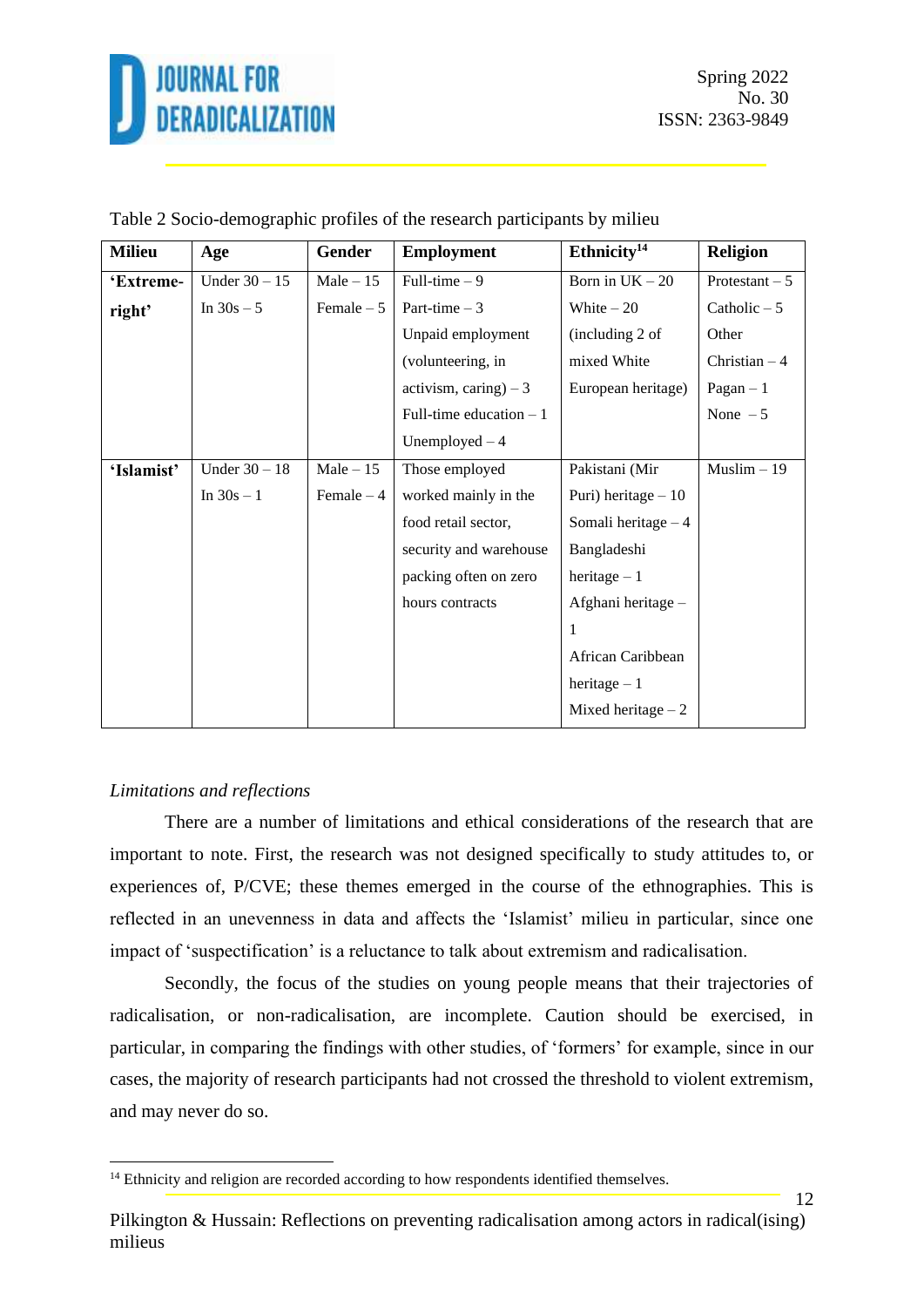Table 2 Socio-demographic profiles of the research participants by milieu

| Milieu | Age | Gender | Employment | Ethnicity[14] | Religion |
|---|---|---|---|---|---|
| **'Extreme-right'** | Under 30 – 15<br>In 30s – 5 | Male – 15<br>Female – 5 | Full-time – 9<br>Part-time – 3<br>Unpaid employment (volunteering, in activism, caring) – 3<br>Full-time education – 1<br>Unemployed – 4 | Born in UK – 20<br>White – 20 (including 2 of mixed White European heritage) | Protestant – 5<br>Catholic – 5<br>Other Christian – 4<br>Pagan – 1<br>None – 5 |
| **'Islamist'** | Under 30 – 18<br>In 30s – 1 | Male – 15<br>Female – 4 | Those employed worked mainly in the food retail sector, security and warehouse packing often on zero hours contracts | Pakistani (Mir Puri) heritage – 10<br>Somali heritage – 4<br>Bangladeshi heritage – 1<br>Afghani heritage – 1<br>African Caribbean heritage – 1<br>Mixed heritage – 2 | Muslim – 19 |

*Limitations and reflections*

There are a number of limitations and ethical considerations of the research that are important to note. First, the research was not designed specifically to study attitudes to, or experiences of, P/CVE; these themes emerged in the course of the ethnographies. This is reflected in an unevenness in data and affects the 'Islamist' milieu in particular, since one impact of 'suspectification' is a reluctance to talk about extremism and radicalisation.

Secondly, the focus of the studies on young people means that their trajectories of radicalisation, or non-radicalisation, are incomplete. Caution should be exercised, in particular, in comparing the findings with other studies, of 'formers' for example, since in our cases, the majority of research participants had not crossed the threshold to violent extremism, and may never do so.

[14] Ethnicity and religion are recorded according to how respondents identified themselves.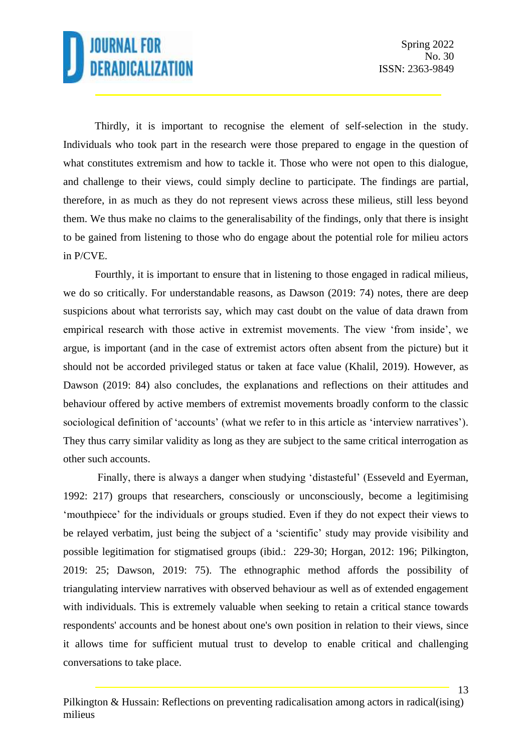Thirdly, it is important to recognise the element of self-selection in the study. Individuals who took part in the research were those prepared to engage in the question of what constitutes extremism and how to tackle it. Those who were not open to this dialogue, and challenge to their views, could simply decline to participate. The findings are partial, therefore, in as much as they do not represent views across these milieus, still less beyond them. We thus make no claims to the generalisability of the findings, only that there is insight to be gained from listening to those who do engage about the potential role for milieu actors in P/CVE.

Fourthly, it is important to ensure that in listening to those engaged in radical milieus, we do so critically. For understandable reasons, as Dawson (2019: 74) notes, there are deep suspicions about what terrorists say, which may cast doubt on the value of data drawn from empirical research with those active in extremist movements. The view 'from inside', we argue, is important (and in the case of extremist actors often absent from the picture) but it should not be accorded privileged status or taken at face value (Khalil, 2019). However, as Dawson (2019: 84) also concludes, the explanations and reflections on their attitudes and behaviour offered by active members of extremist movements broadly conform to the classic sociological definition of 'accounts' (what we refer to in this article as 'interview narratives'). They thus carry similar validity as long as they are subject to the same critical interrogation as other such accounts.

Finally, there is always a danger when studying 'distasteful' (Esseveld and Eyerman, 1992: 217) groups that researchers, consciously or unconsciously, become a legitimising 'mouthpiece' for the individuals or groups studied. Even if they do not expect their views to be relayed verbatim, just being the subject of a 'scientific' study may provide visibility and possible legitimation for stigmatised groups (ibid.: 229-30; Horgan, 2012: 196; Pilkington, 2019: 25; Dawson, 2019: 75). The ethnographic method affords the possibility of triangulating interview narratives with observed behaviour as well as of extended engagement with individuals. This is extremely valuable when seeking to retain a critical stance towards respondents' accounts and be honest about one's own position in relation to their views, since it allows time for sufficient mutual trust to develop to enable critical and challenging conversations to take place.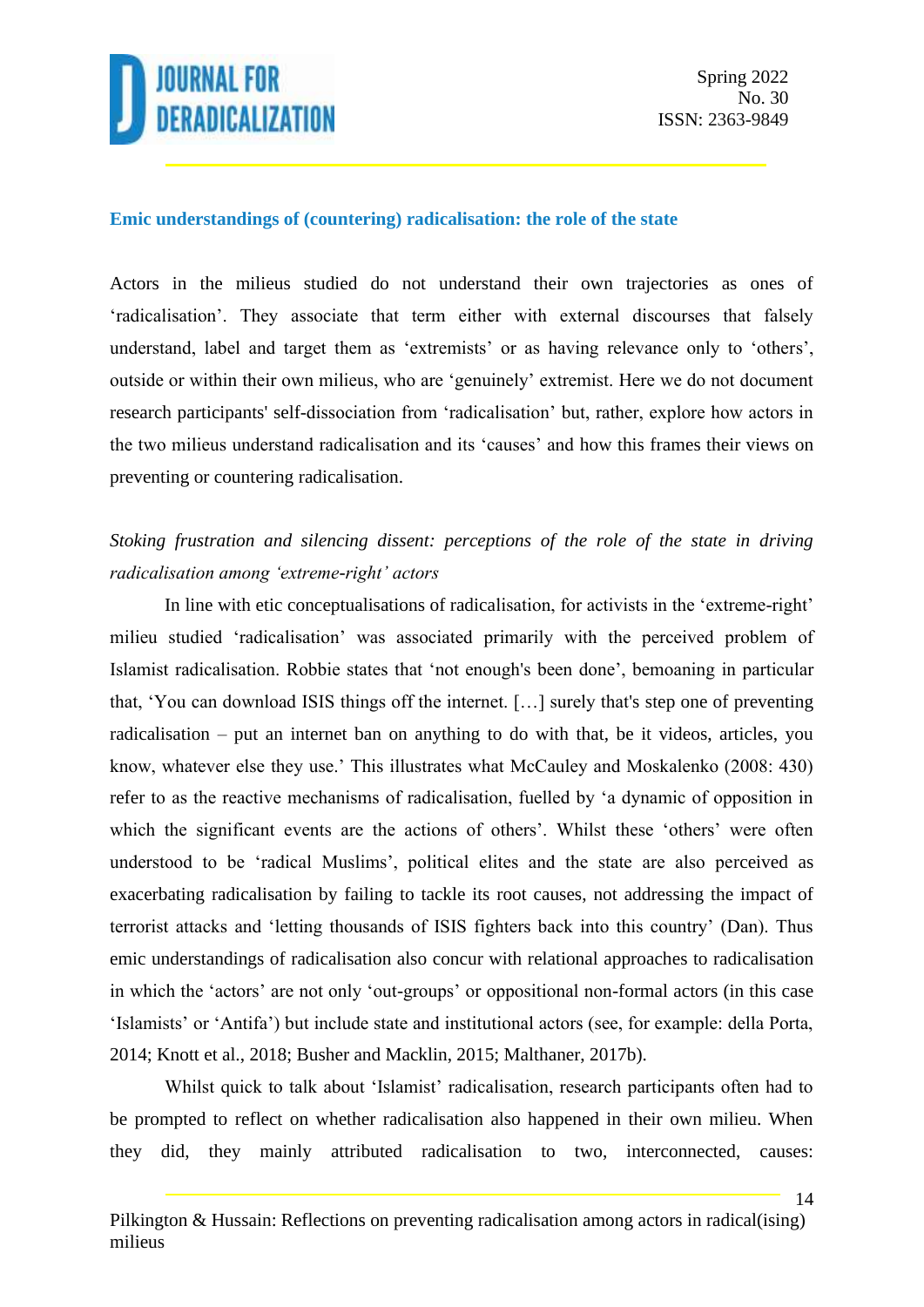## Emic understandings of (countering) radicalisation: the role of the state

Actors in the milieus studied do not understand their own trajectories as ones of ‘radicalisation’. They associate that term either with external discourses that falsely understand, label and target them as ‘extremists’ or as having relevance only to ‘others’, outside or within their own milieus, who are ‘genuinely’ extremist. Here we do not document research participants' self-dissociation from ‘radicalisation’ but, rather, explore how actors in the two milieus understand radicalisation and its ‘causes’ and how this frames their views on preventing or countering radicalisation.

### *Stoking frustration and silencing dissent: perceptions of the role of the state in driving radicalisation among ‘extreme-right’ actors*

In line with etic conceptualisations of radicalisation, for activists in the ‘extreme-right’ milieu studied ‘radicalisation’ was associated primarily with the perceived problem of Islamist radicalisation. Robbie states that ‘not enough's been done’, bemoaning in particular that, ‘You can download ISIS things off the internet. […] surely that's step one of preventing radicalisation – put an internet ban on anything to do with that, be it videos, articles, you know, whatever else they use.’ This illustrates what McCauley and Moskalenko (2008: 430) refer to as the reactive mechanisms of radicalisation, fuelled by ‘a dynamic of opposition in which the significant events are the actions of others’. Whilst these ‘others’ were often understood to be ‘radical Muslims’, political elites and the state are also perceived as exacerbating radicalisation by failing to tackle its root causes, not addressing the impact of terrorist attacks and ‘letting thousands of ISIS fighters back into this country’ (Dan). Thus emic understandings of radicalisation also concur with relational approaches to radicalisation in which the ‘actors’ are not only ‘out-groups’ or oppositional non-formal actors (in this case ‘Islamists’ or ‘Antifa’) but include state and institutional actors (see, for example: della Porta, 2014; Knott et al., 2018; Busher and Macklin, 2015; Malthaner, 2017b).

Whilst quick to talk about ‘Islamist’ radicalisation, research participants often had to be prompted to reflect on whether radicalisation also happened in their own milieu. When they did, they mainly attributed radicalisation to two, interconnected, causes: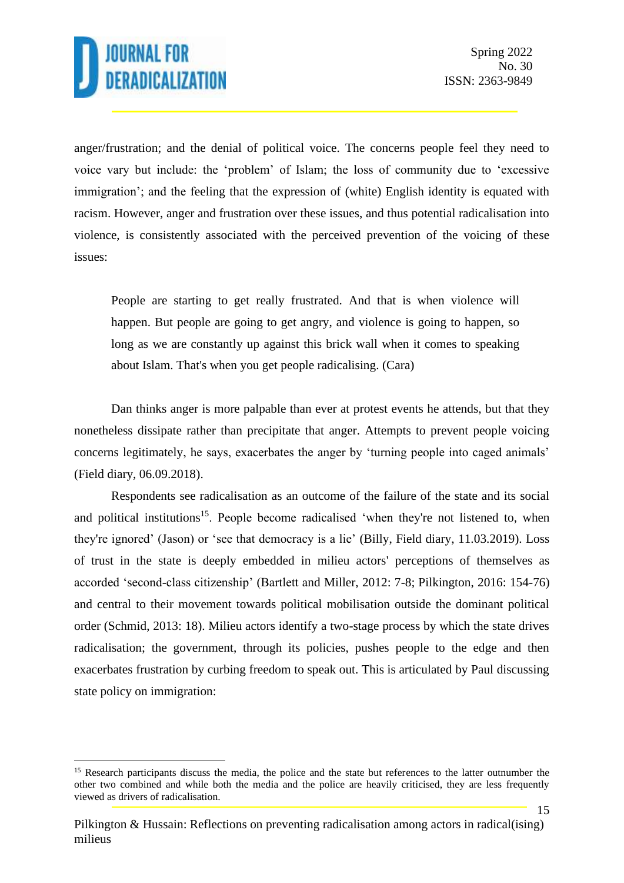anger/frustration; and the denial of political voice. The concerns people feel they need to voice vary but include: the 'problem' of Islam; the loss of community due to 'excessive immigration'; and the feeling that the expression of (white) English identity is equated with racism. However, anger and frustration over these issues, and thus potential radicalisation into violence, is consistently associated with the perceived prevention of the voicing of these issues:

> People are starting to get really frustrated. And that is when violence will happen. But people are going to get angry, and violence is going to happen, so long as we are constantly up against this brick wall when it comes to speaking about Islam. That's when you get people radicalising. (Cara)

Dan thinks anger is more palpable than ever at protest events he attends, but that they nonetheless dissipate rather than precipitate that anger. Attempts to prevent people voicing concerns legitimately, he says, exacerbates the anger by 'turning people into caged animals' (Field diary, 06.09.2018).

Respondents see radicalisation as an outcome of the failure of the state and its social and political institutions[15]. People become radicalised 'when they're not listened to, when they're ignored' (Jason) or 'see that democracy is a lie' (Billy, Field diary, 11.03.2019). Loss of trust in the state is deeply embedded in milieu actors' perceptions of themselves as accorded 'second-class citizenship' (Bartlett and Miller, 2012: 7-8; Pilkington, 2016: 154-76) and central to their movement towards political mobilisation outside the dominant political order (Schmid, 2013: 18). Milieu actors identify a two-stage process by which the state drives radicalisation; the government, through its policies, pushes people to the edge and then exacerbates frustration by curbing freedom to speak out. This is articulated by Paul discussing state policy on immigration:

[15] Research participants discuss the media, the police and the state but references to the latter outnumber the other two combined and while both the media and the police are heavily criticised, they are less frequently viewed as drivers of radicalisation.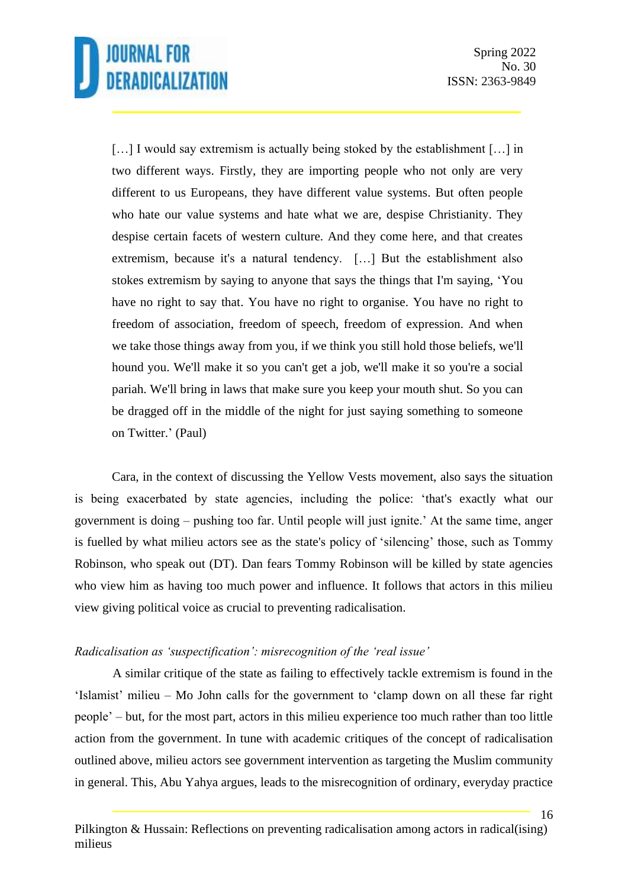> […] I would say extremism is actually being stoked by the establishment […] in two different ways. Firstly, they are importing people who not only are very different to us Europeans, they have different value systems. But often people who hate our value systems and hate what we are, despise Christianity. They despise certain facets of western culture. And they come here, and that creates extremism, because it's a natural tendency. […] But the establishment also stokes extremism by saying to anyone that says the things that I'm saying, 'You have no right to say that. You have no right to organise. You have no right to freedom of association, freedom of speech, freedom of expression. And when we take those things away from you, if we think you still hold those beliefs, we'll hound you. We'll make it so you can't get a job, we'll make it so you're a social pariah. We'll bring in laws that make sure you keep your mouth shut. So you can be dragged off in the middle of the night for just saying something to someone on Twitter.' (Paul)

Cara, in the context of discussing the Yellow Vests movement, also says the situation is being exacerbated by state agencies, including the police: 'that's exactly what our government is doing – pushing too far. Until people will just ignite.' At the same time, anger is fuelled by what milieu actors see as the state's policy of 'silencing' those, such as Tommy Robinson, who speak out (DT). Dan fears Tommy Robinson will be killed by state agencies who view him as having too much power and influence. It follows that actors in this milieu view giving political voice as crucial to preventing radicalisation.

*Radicalisation as 'suspectification': misrecognition of the 'real issue'*

A similar critique of the state as failing to effectively tackle extremism is found in the 'Islamist' milieu – Mo John calls for the government to 'clamp down on all these far right people' – but, for the most part, actors in this milieu experience too much rather than too little action from the government. In tune with academic critiques of the concept of radicalisation outlined above, milieu actors see government intervention as targeting the Muslim community in general. This, Abu Yahya argues, leads to the misrecognition of ordinary, everyday practice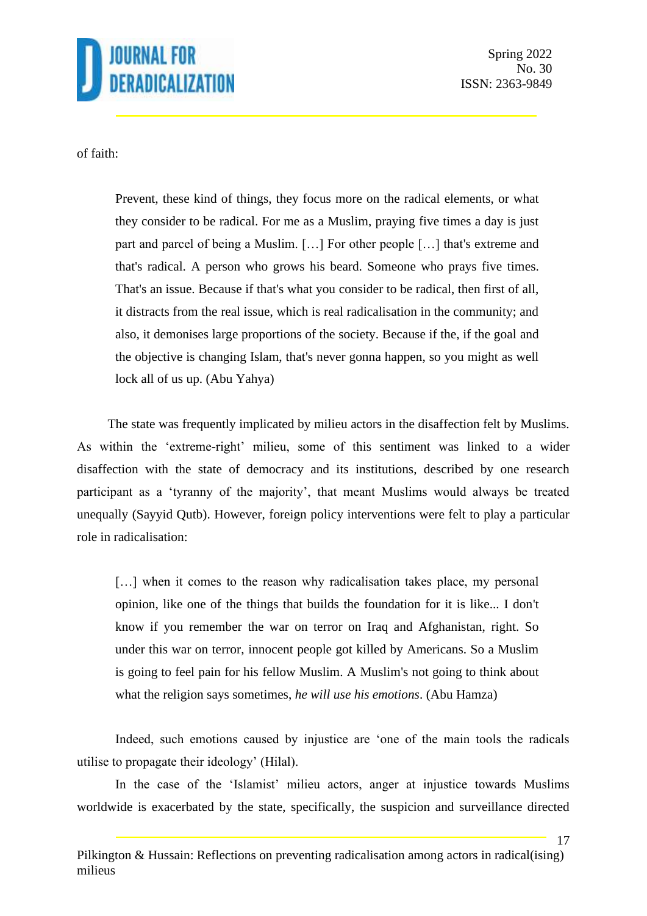of faith:

> Prevent, these kind of things, they focus more on the radical elements, or what they consider to be radical. For me as a Muslim, praying five times a day is just part and parcel of being a Muslim. […] For other people […] that's extreme and that's radical. A person who grows his beard. Someone who prays five times. That's an issue. Because if that's what you consider to be radical, then first of all, it distracts from the real issue, which is real radicalisation in the community; and also, it demonises large proportions of the society. Because if the, if the goal and the objective is changing Islam, that's never gonna happen, so you might as well lock all of us up. (Abu Yahya)

The state was frequently implicated by milieu actors in the disaffection felt by Muslims. As within the 'extreme-right' milieu, some of this sentiment was linked to a wider disaffection with the state of democracy and its institutions, described by one research participant as a 'tyranny of the majority', that meant Muslims would always be treated unequally (Sayyid Qutb). However, foreign policy interventions were felt to play a particular role in radicalisation:

> […] when it comes to the reason why radicalisation takes place, my personal opinion, like one of the things that builds the foundation for it is like... I don't know if you remember the war on terror on Iraq and Afghanistan, right. So under this war on terror, innocent people got killed by Americans. So a Muslim is going to feel pain for his fellow Muslim. A Muslim's not going to think about what the religion says sometimes, *he will use his emotions*. (Abu Hamza)

Indeed, such emotions caused by injustice are 'one of the main tools the radicals utilise to propagate their ideology' (Hilal).

In the case of the 'Islamist' milieu actors, anger at injustice towards Muslims worldwide is exacerbated by the state, specifically, the suspicion and surveillance directed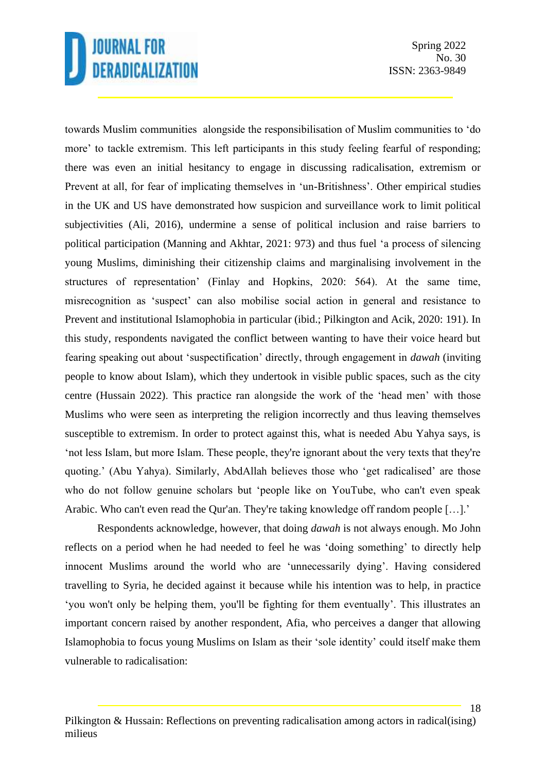towards Muslim communities alongside the responsibilisation of Muslim communities to 'do more' to tackle extremism. This left participants in this study feeling fearful of responding; there was even an initial hesitancy to engage in discussing radicalisation, extremism or Prevent at all, for fear of implicating themselves in 'un-Britishness'. Other empirical studies in the UK and US have demonstrated how suspicion and surveillance work to limit political subjectivities (Ali, 2016), undermine a sense of political inclusion and raise barriers to political participation (Manning and Akhtar, 2021: 973) and thus fuel 'a process of silencing young Muslims, diminishing their citizenship claims and marginalising involvement in the structures of representation' (Finlay and Hopkins, 2020: 564). At the same time, misrecognition as 'suspect' can also mobilise social action in general and resistance to Prevent and institutional Islamophobia in particular (ibid.; Pilkington and Acik, 2020: 191). In this study, respondents navigated the conflict between wanting to have their voice heard but fearing speaking out about 'suspectification' directly, through engagement in *dawah* (inviting people to know about Islam), which they undertook in visible public spaces, such as the city centre (Hussain 2022). This practice ran alongside the work of the 'head men' with those Muslims who were seen as interpreting the religion incorrectly and thus leaving themselves susceptible to extremism. In order to protect against this, what is needed Abu Yahya says, is 'not less Islam, but more Islam. These people, they're ignorant about the very texts that they're quoting.' (Abu Yahya). Similarly, AbdAllah believes those who 'get radicalised' are those who do not follow genuine scholars but 'people like on YouTube, who can't even speak Arabic. Who can't even read the Qur'an. They're taking knowledge off random people […].'

Respondents acknowledge, however, that doing *dawah* is not always enough. Mo John reflects on a period when he had needed to feel he was 'doing something' to directly help innocent Muslims around the world who are 'unnecessarily dying'. Having considered travelling to Syria, he decided against it because while his intention was to help, in practice 'you won't only be helping them, you'll be fighting for them eventually'. This illustrates an important concern raised by another respondent, Afia, who perceives a danger that allowing Islamophobia to focus young Muslims on Islam as their 'sole identity' could itself make them vulnerable to radicalisation: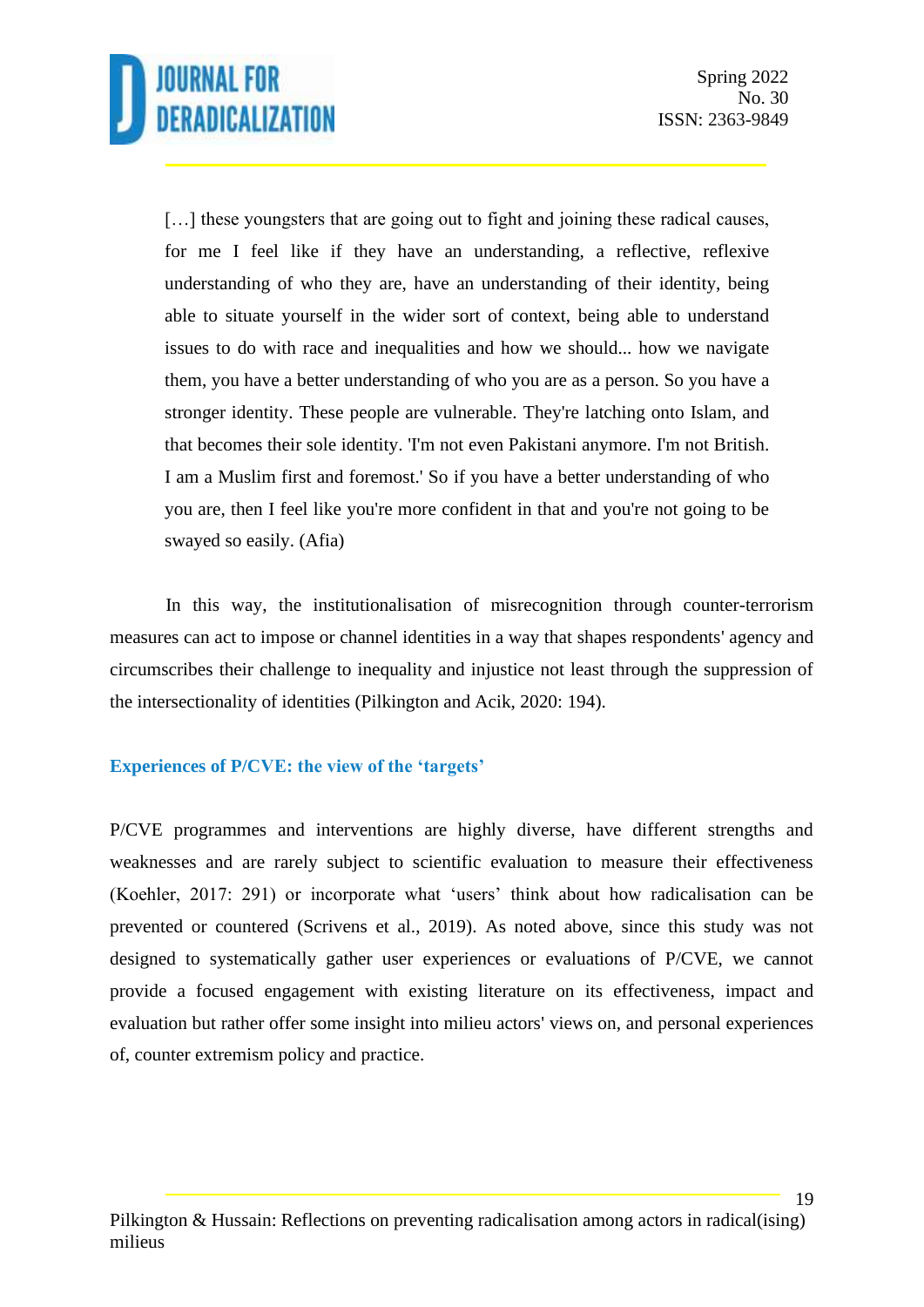> […] these youngsters that are going out to fight and joining these radical causes, for me I feel like if they have an understanding, a reflective, reflexive understanding of who they are, have an understanding of their identity, being able to situate yourself in the wider sort of context, being able to understand issues to do with race and inequalities and how we should... how we navigate them, you have a better understanding of who you are as a person. So you have a stronger identity. These people are vulnerable. They're latching onto Islam, and that becomes their sole identity. 'I'm not even Pakistani anymore. I'm not British. I am a Muslim first and foremost.' So if you have a better understanding of who you are, then I feel like you're more confident in that and you're not going to be swayed so easily. (Afia)

In this way, the institutionalisation of misrecognition through counter-terrorism measures can act to impose or channel identities in a way that shapes respondents' agency and circumscribes their challenge to inequality and injustice not least through the suppression of the intersectionality of identities (Pilkington and Acik, 2020: 194).

### Experiences of P/CVE: the view of the 'targets'

P/CVE programmes and interventions are highly diverse, have different strengths and weaknesses and are rarely subject to scientific evaluation to measure their effectiveness (Koehler, 2017: 291) or incorporate what 'users' think about how radicalisation can be prevented or countered (Scrivens et al., 2019). As noted above, since this study was not designed to systematically gather user experiences or evaluations of P/CVE, we cannot provide a focused engagement with existing literature on its effectiveness, impact and evaluation but rather offer some insight into milieu actors' views on, and personal experiences of, counter extremism policy and practice.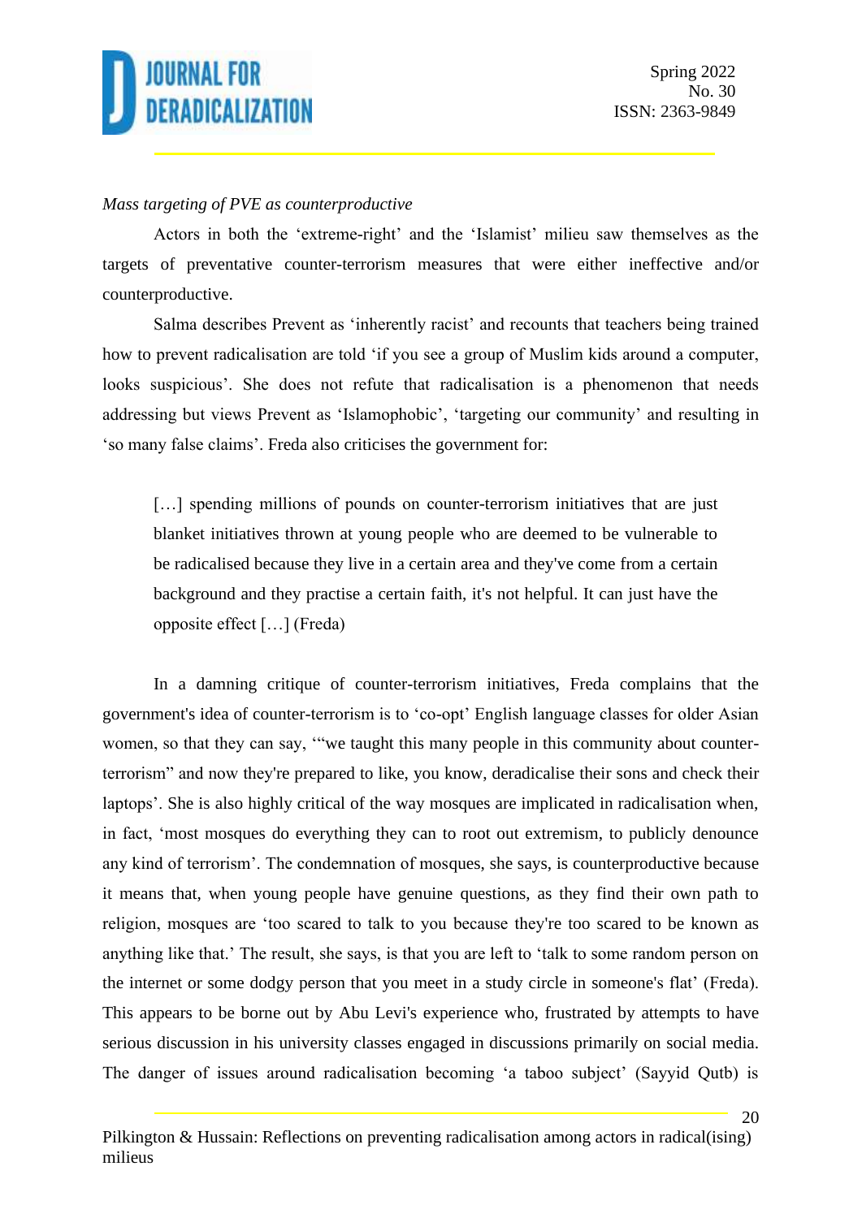*Mass targeting of PVE as counterproductive*

Actors in both the 'extreme-right' and the 'Islamist' milieu saw themselves as the targets of preventative counter-terrorism measures that were either ineffective and/or counterproductive.

Salma describes Prevent as 'inherently racist' and recounts that teachers being trained how to prevent radicalisation are told 'if you see a group of Muslim kids around a computer, looks suspicious'. She does not refute that radicalisation is a phenomenon that needs addressing but views Prevent as 'Islamophobic', 'targeting our community' and resulting in 'so many false claims'. Freda also criticises the government for:

> […] spending millions of pounds on counter-terrorism initiatives that are just blanket initiatives thrown at young people who are deemed to be vulnerable to be radicalised because they live in a certain area and they've come from a certain background and they practise a certain faith, it's not helpful. It can just have the opposite effect […] (Freda)

In a damning critique of counter-terrorism initiatives, Freda complains that the government's idea of counter-terrorism is to 'co-opt' English language classes for older Asian women, so that they can say, '"we taught this many people in this community about counter-terrorism" and now they're prepared to like, you know, deradicalise their sons and check their laptops'. She is also highly critical of the way mosques are implicated in radicalisation when, in fact, 'most mosques do everything they can to root out extremism, to publicly denounce any kind of terrorism'. The condemnation of mosques, she says, is counterproductive because it means that, when young people have genuine questions, as they find their own path to religion, mosques are 'too scared to talk to you because they're too scared to be known as anything like that.' The result, she says, is that you are left to 'talk to some random person on the internet or some dodgy person that you meet in a study circle in someone's flat' (Freda). This appears to be borne out by Abu Levi's experience who, frustrated by attempts to have serious discussion in his university classes engaged in discussions primarily on social media. The danger of issues around radicalisation becoming 'a taboo subject' (Sayyid Qutb) is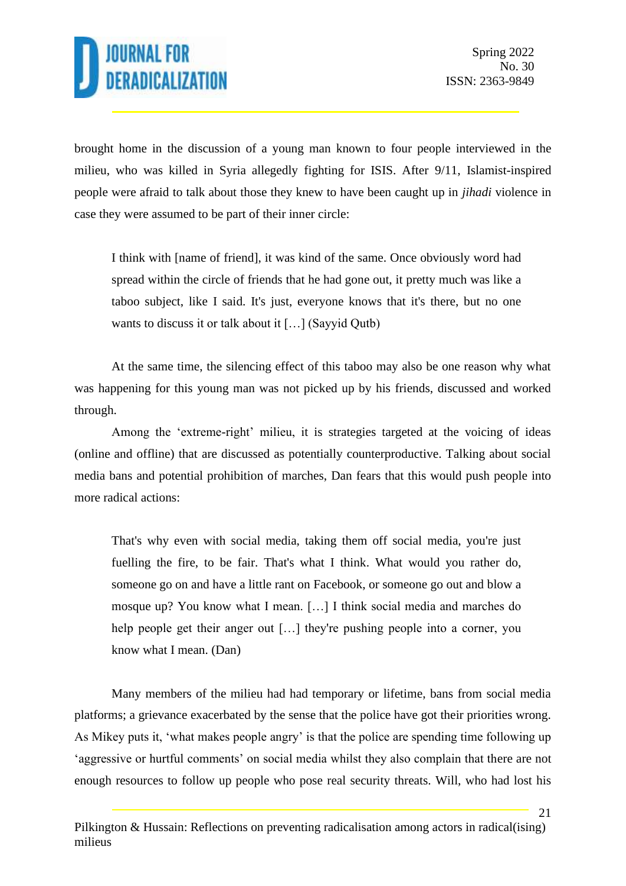brought home in the discussion of a young man known to four people interviewed in the milieu, who was killed in Syria allegedly fighting for ISIS. After 9/11, Islamist-inspired people were afraid to talk about those they knew to have been caught up in *jihadi* violence in case they were assumed to be part of their inner circle:

> I think with [name of friend], it was kind of the same. Once obviously word had spread within the circle of friends that he had gone out, it pretty much was like a taboo subject, like I said. It's just, everyone knows that it's there, but no one wants to discuss it or talk about it […] (Sayyid Qutb)

At the same time, the silencing effect of this taboo may also be one reason why what was happening for this young man was not picked up by his friends, discussed and worked through.

Among the 'extreme-right' milieu, it is strategies targeted at the voicing of ideas (online and offline) that are discussed as potentially counterproductive. Talking about social media bans and potential prohibition of marches, Dan fears that this would push people into more radical actions:

> That's why even with social media, taking them off social media, you're just fuelling the fire, to be fair. That's what I think. What would you rather do, someone go on and have a little rant on Facebook, or someone go out and blow a mosque up? You know what I mean. […] I think social media and marches do help people get their anger out […] they're pushing people into a corner, you know what I mean. (Dan)

Many members of the milieu had had temporary or lifetime, bans from social media platforms; a grievance exacerbated by the sense that the police have got their priorities wrong. As Mikey puts it, 'what makes people angry' is that the police are spending time following up 'aggressive or hurtful comments' on social media whilst they also complain that there are not enough resources to follow up people who pose real security threats. Will, who had lost his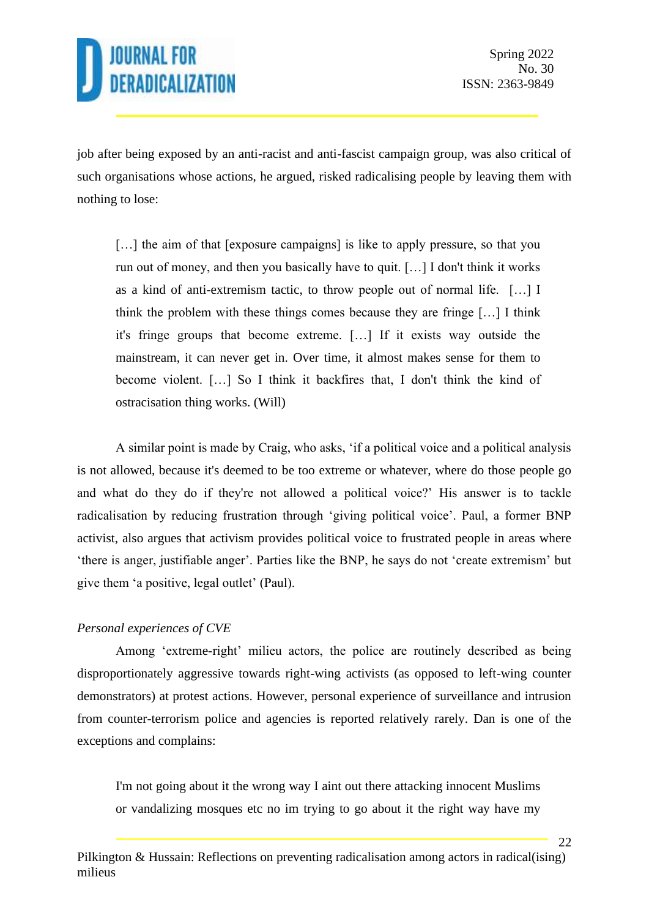job after being exposed by an anti-racist and anti-fascist campaign group, was also critical of such organisations whose actions, he argued, risked radicalising people by leaving them with nothing to lose:

> […] the aim of that [exposure campaigns] is like to apply pressure, so that you run out of money, and then you basically have to quit. […] I don't think it works as a kind of anti-extremism tactic, to throw people out of normal life. […] I think the problem with these things comes because they are fringe […] I think it's fringe groups that become extreme. […] If it exists way outside the mainstream, it can never get in. Over time, it almost makes sense for them to become violent. […] So I think it backfires that, I don't think the kind of ostracisation thing works. (Will)

A similar point is made by Craig, who asks, 'if a political voice and a political analysis is not allowed, because it's deemed to be too extreme or whatever, where do those people go and what do they do if they're not allowed a political voice?' His answer is to tackle radicalisation by reducing frustration through 'giving political voice'. Paul, a former BNP activist, also argues that activism provides political voice to frustrated people in areas where 'there is anger, justifiable anger'. Parties like the BNP, he says do not 'create extremism' but give them 'a positive, legal outlet' (Paul).

*Personal experiences of CVE*

Among 'extreme-right' milieu actors, the police are routinely described as being disproportionately aggressive towards right-wing activists (as opposed to left-wing counter demonstrators) at protest actions. However, personal experience of surveillance and intrusion from counter-terrorism police and agencies is reported relatively rarely. Dan is one of the exceptions and complains:

> I'm not going about it the wrong way I aint out there attacking innocent Muslims or vandalizing mosques etc no im trying to go about it the right way have my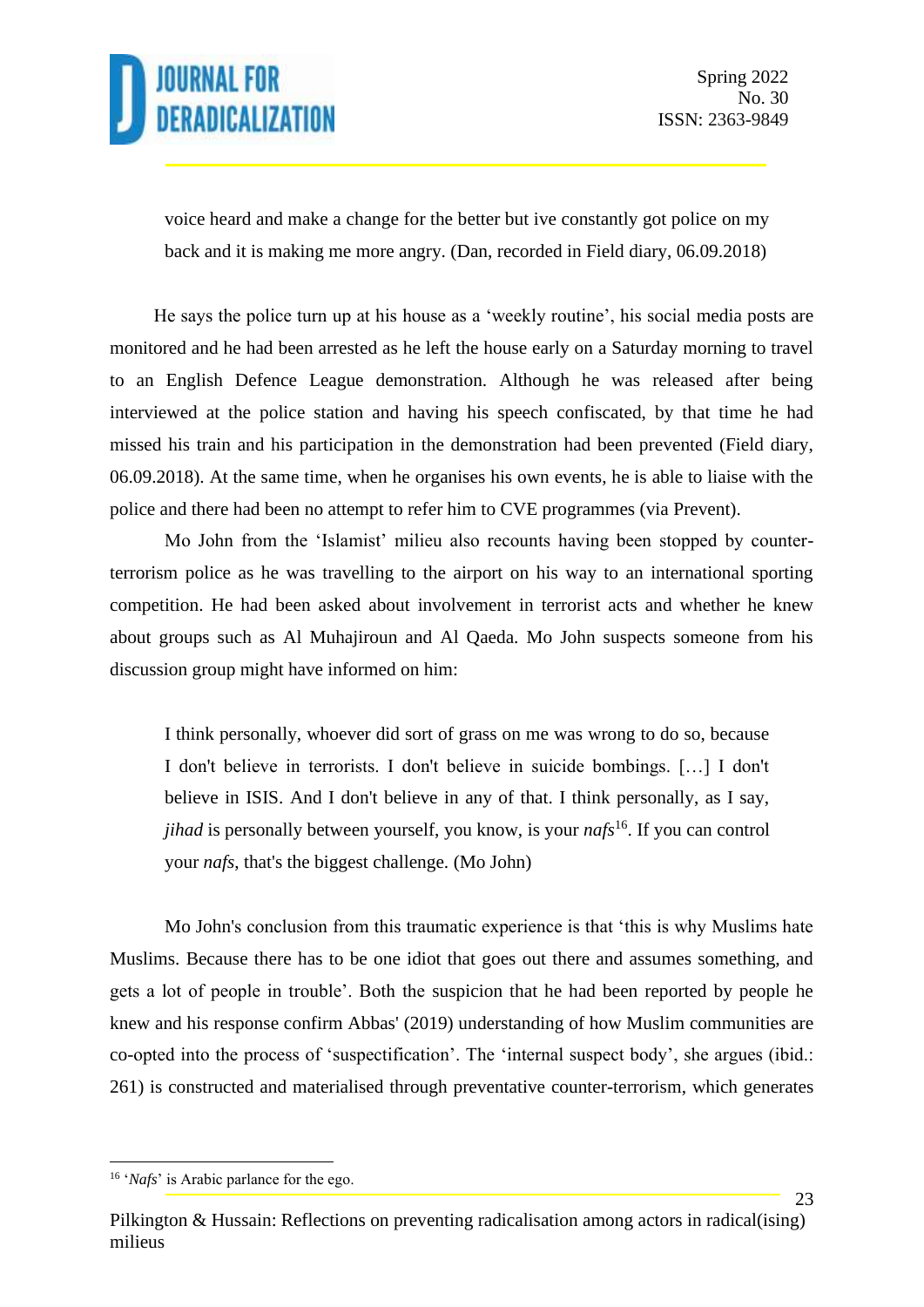> voice heard and make a change for the better but ive constantly got police on my back and it is making me more angry. (Dan, recorded in Field diary, 06.09.2018)

He says the police turn up at his house as a 'weekly routine', his social media posts are monitored and he had been arrested as he left the house early on a Saturday morning to travel to an English Defence League demonstration. Although he was released after being interviewed at the police station and having his speech confiscated, by that time he had missed his train and his participation in the demonstration had been prevented (Field diary, 06.09.2018). At the same time, when he organises his own events, he is able to liaise with the police and there had been no attempt to refer him to CVE programmes (via Prevent).

Mo John from the 'Islamist' milieu also recounts having been stopped by counter-terrorism police as he was travelling to the airport on his way to an international sporting competition. He had been asked about involvement in terrorist acts and whether he knew about groups such as Al Muhajiroun and Al Qaeda. Mo John suspects someone from his discussion group might have informed on him:

> I think personally, whoever did sort of grass on me was wrong to do so, because I don't believe in terrorists. I don't believe in suicide bombings. […] I don't believe in ISIS. And I don't believe in any of that. I think personally, as I say, *jihad* is personally between yourself, you know, is your *nafs*[16]. If you can control your *nafs*, that's the biggest challenge. (Mo John)

Mo John's conclusion from this traumatic experience is that 'this is why Muslims hate Muslims. Because there has to be one idiot that goes out there and assumes something, and gets a lot of people in trouble'. Both the suspicion that he had been reported by people he knew and his response confirm Abbas' (2019) understanding of how Muslim communities are co-opted into the process of 'suspectification'. The 'internal suspect body', she argues (ibid.: 261) is constructed and materialised through preventative counter-terrorism, which generates

[16] '*Nafs*' is Arabic parlance for the ego.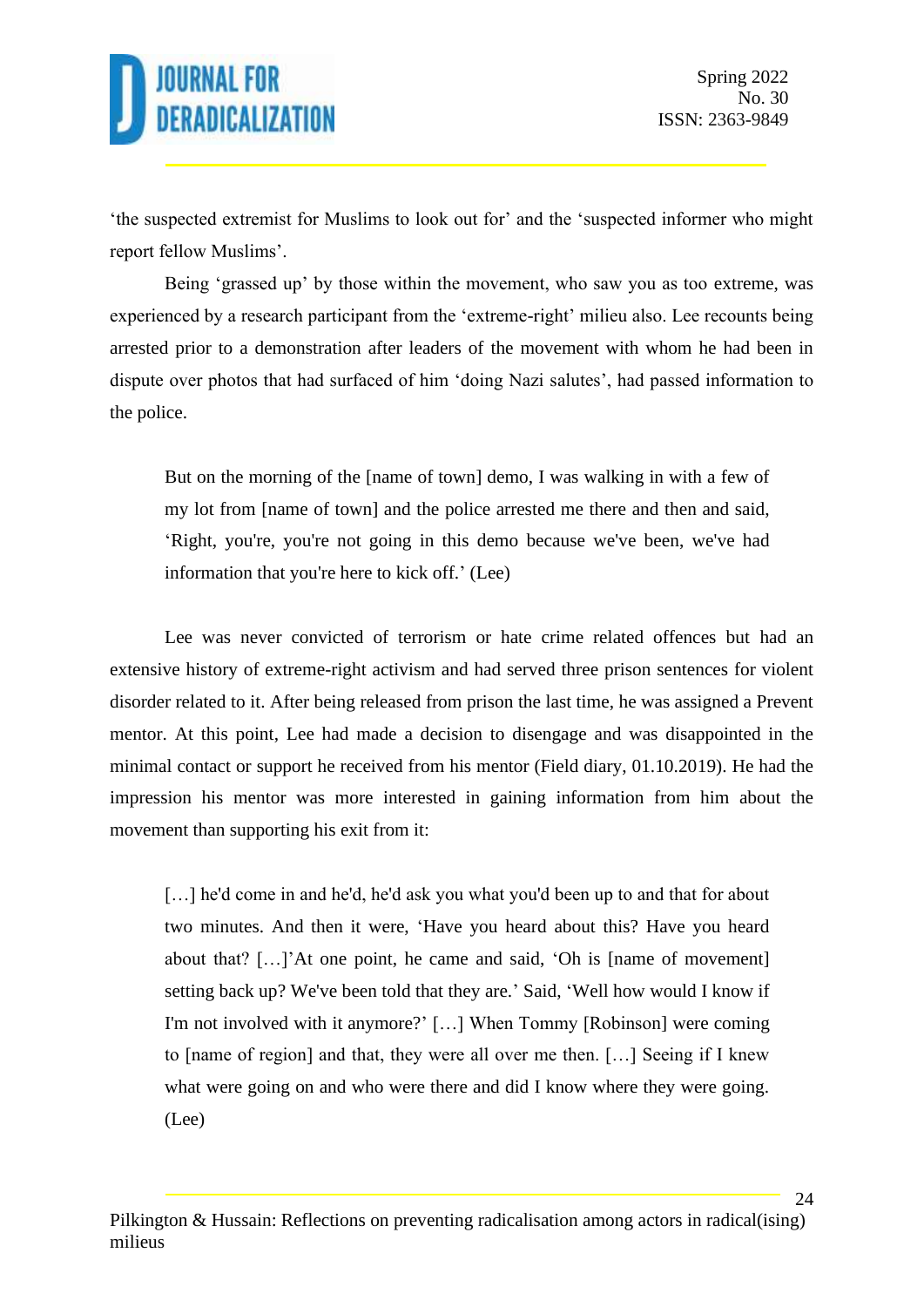'the suspected extremist for Muslims to look out for' and the 'suspected informer who might report fellow Muslims'.

Being 'grassed up' by those within the movement, who saw you as too extreme, was experienced by a research participant from the 'extreme-right' milieu also. Lee recounts being arrested prior to a demonstration after leaders of the movement with whom he had been in dispute over photos that had surfaced of him 'doing Nazi salutes', had passed information to the police.

> But on the morning of the [name of town] demo, I was walking in with a few of my lot from [name of town] and the police arrested me there and then and said, 'Right, you're, you're not going in this demo because we've been, we've had information that you're here to kick off.' (Lee)

Lee was never convicted of terrorism or hate crime related offences but had an extensive history of extreme-right activism and had served three prison sentences for violent disorder related to it. After being released from prison the last time, he was assigned a Prevent mentor. At this point, Lee had made a decision to disengage and was disappointed in the minimal contact or support he received from his mentor (Field diary, 01.10.2019). He had the impression his mentor was more interested in gaining information from him about the movement than supporting his exit from it:

> […] he'd come in and he'd, he'd ask you what you'd been up to and that for about two minutes. And then it were, 'Have you heard about this? Have you heard about that? […]'At one point, he came and said, 'Oh is [name of movement] setting back up? We've been told that they are.' Said, 'Well how would I know if I'm not involved with it anymore?' […] When Tommy [Robinson] were coming to [name of region] and that, they were all over me then. […] Seeing if I knew what were going on and who were there and did I know where they were going. (Lee)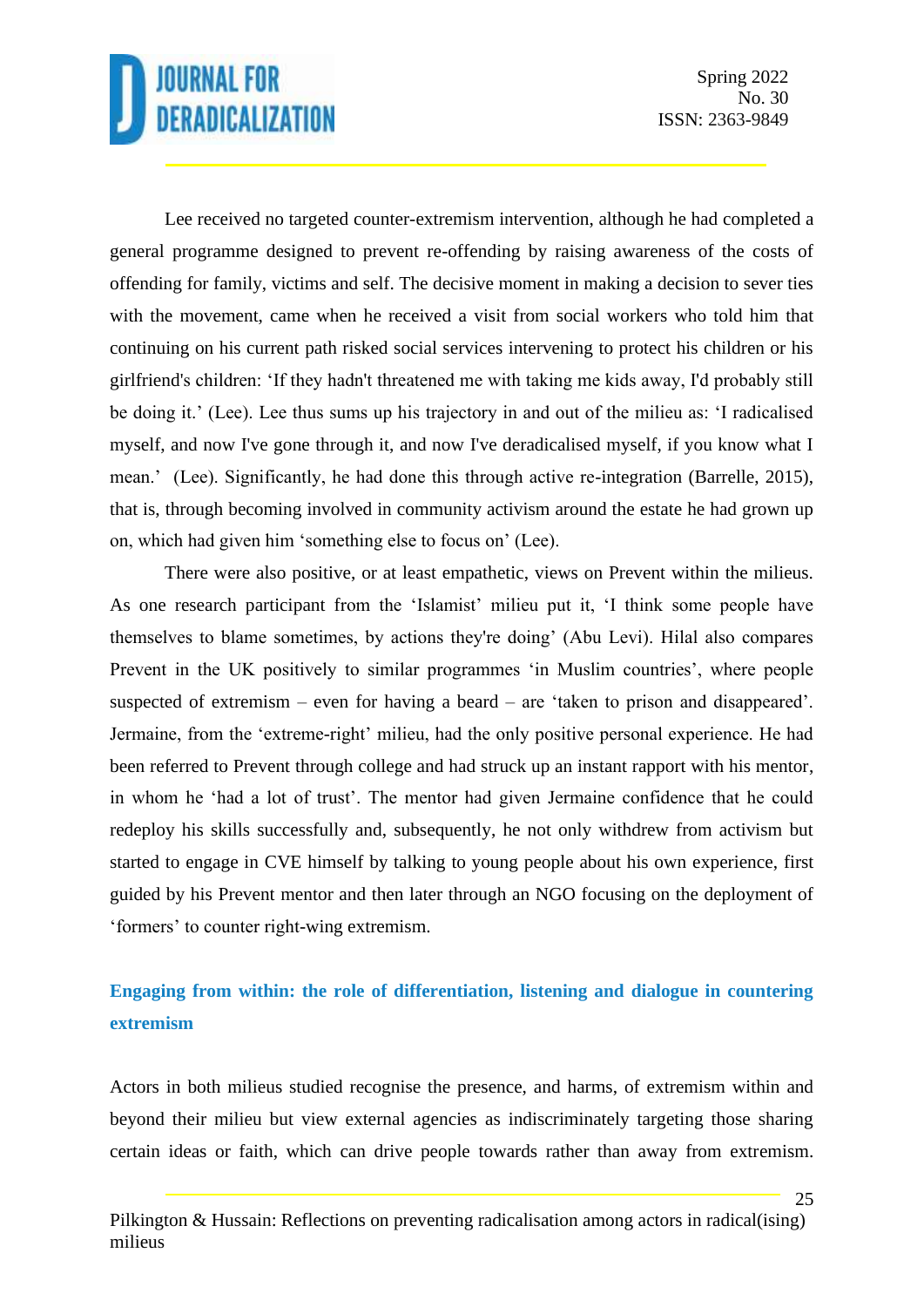Lee received no targeted counter-extremism intervention, although he had completed a general programme designed to prevent re-offending by raising awareness of the costs of offending for family, victims and self. The decisive moment in making a decision to sever ties with the movement, came when he received a visit from social workers who told him that continuing on his current path risked social services intervening to protect his children or his girlfriend's children: 'If they hadn't threatened me with taking me kids away, I'd probably still be doing it.' (Lee). Lee thus sums up his trajectory in and out of the milieu as: 'I radicalised myself, and now I've gone through it, and now I've deradicalised myself, if you know what I mean.' (Lee). Significantly, he had done this through active re-integration (Barrelle, 2015), that is, through becoming involved in community activism around the estate he had grown up on, which had given him 'something else to focus on' (Lee).

There were also positive, or at least empathetic, views on Prevent within the milieus. As one research participant from the 'Islamist' milieu put it, 'I think some people have themselves to blame sometimes, by actions they're doing' (Abu Levi). Hilal also compares Prevent in the UK positively to similar programmes 'in Muslim countries', where people suspected of extremism – even for having a beard – are 'taken to prison and disappeared'. Jermaine, from the 'extreme-right' milieu, had the only positive personal experience. He had been referred to Prevent through college and had struck up an instant rapport with his mentor, in whom he 'had a lot of trust'. The mentor had given Jermaine confidence that he could redeploy his skills successfully and, subsequently, he not only withdrew from activism but started to engage in CVE himself by talking to young people about his own experience, first guided by his Prevent mentor and then later through an NGO focusing on the deployment of 'formers' to counter right-wing extremism.

## Engaging from within: the role of differentiation, listening and dialogue in countering extremism

Actors in both milieus studied recognise the presence, and harms, of extremism within and beyond their milieu but view external agencies as indiscriminately targeting those sharing certain ideas or faith, which can drive people towards rather than away from extremism.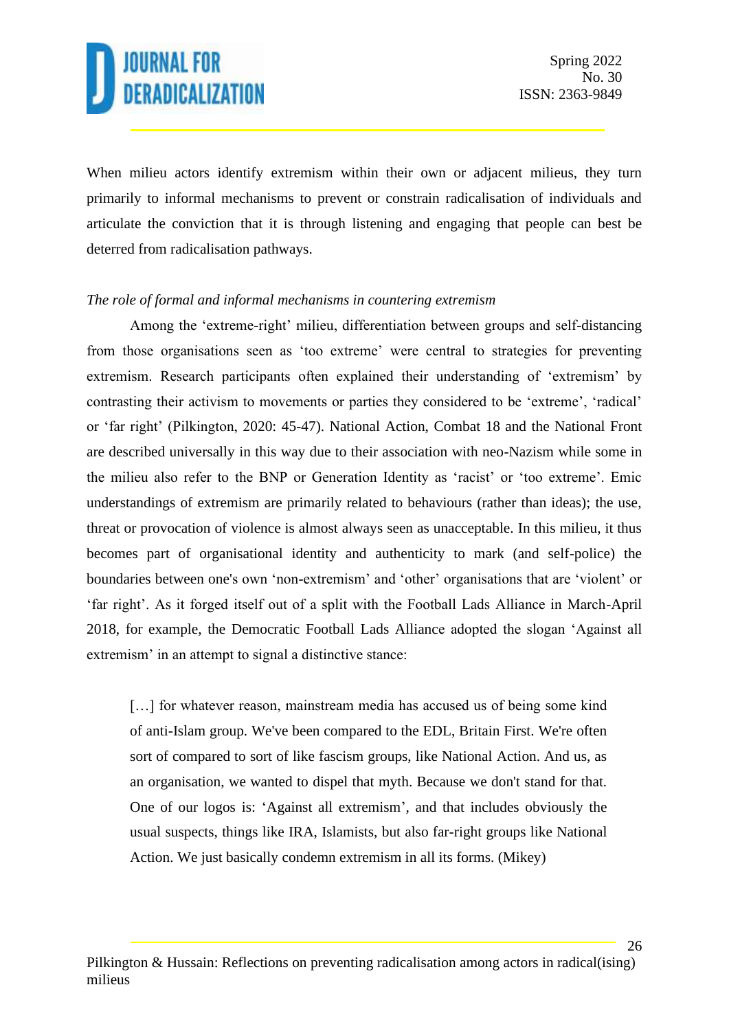When milieu actors identify extremism within their own or adjacent milieus, they turn primarily to informal mechanisms to prevent or constrain radicalisation of individuals and articulate the conviction that it is through listening and engaging that people can best be deterred from radicalisation pathways.

*The role of formal and informal mechanisms in countering extremism*

Among the 'extreme-right' milieu, differentiation between groups and self-distancing from those organisations seen as 'too extreme' were central to strategies for preventing extremism. Research participants often explained their understanding of 'extremism' by contrasting their activism to movements or parties they considered to be 'extreme', 'radical' or 'far right' (Pilkington, 2020: 45-47). National Action, Combat 18 and the National Front are described universally in this way due to their association with neo-Nazism while some in the milieu also refer to the BNP or Generation Identity as 'racist' or 'too extreme'. Emic understandings of extremism are primarily related to behaviours (rather than ideas); the use, threat or provocation of violence is almost always seen as unacceptable. In this milieu, it thus becomes part of organisational identity and authenticity to mark (and self-police) the boundaries between one's own 'non-extremism' and 'other' organisations that are 'violent' or 'far right'. As it forged itself out of a split with the Football Lads Alliance in March-April 2018, for example, the Democratic Football Lads Alliance adopted the slogan 'Against all extremism' in an attempt to signal a distinctive stance:

> […] for whatever reason, mainstream media has accused us of being some kind of anti-Islam group. We've been compared to the EDL, Britain First. We're often sort of compared to sort of like fascism groups, like National Action. And us, as an organisation, we wanted to dispel that myth. Because we don't stand for that. One of our logos is: 'Against all extremism', and that includes obviously the usual suspects, things like IRA, Islamists, but also far-right groups like National Action. We just basically condemn extremism in all its forms. (Mikey)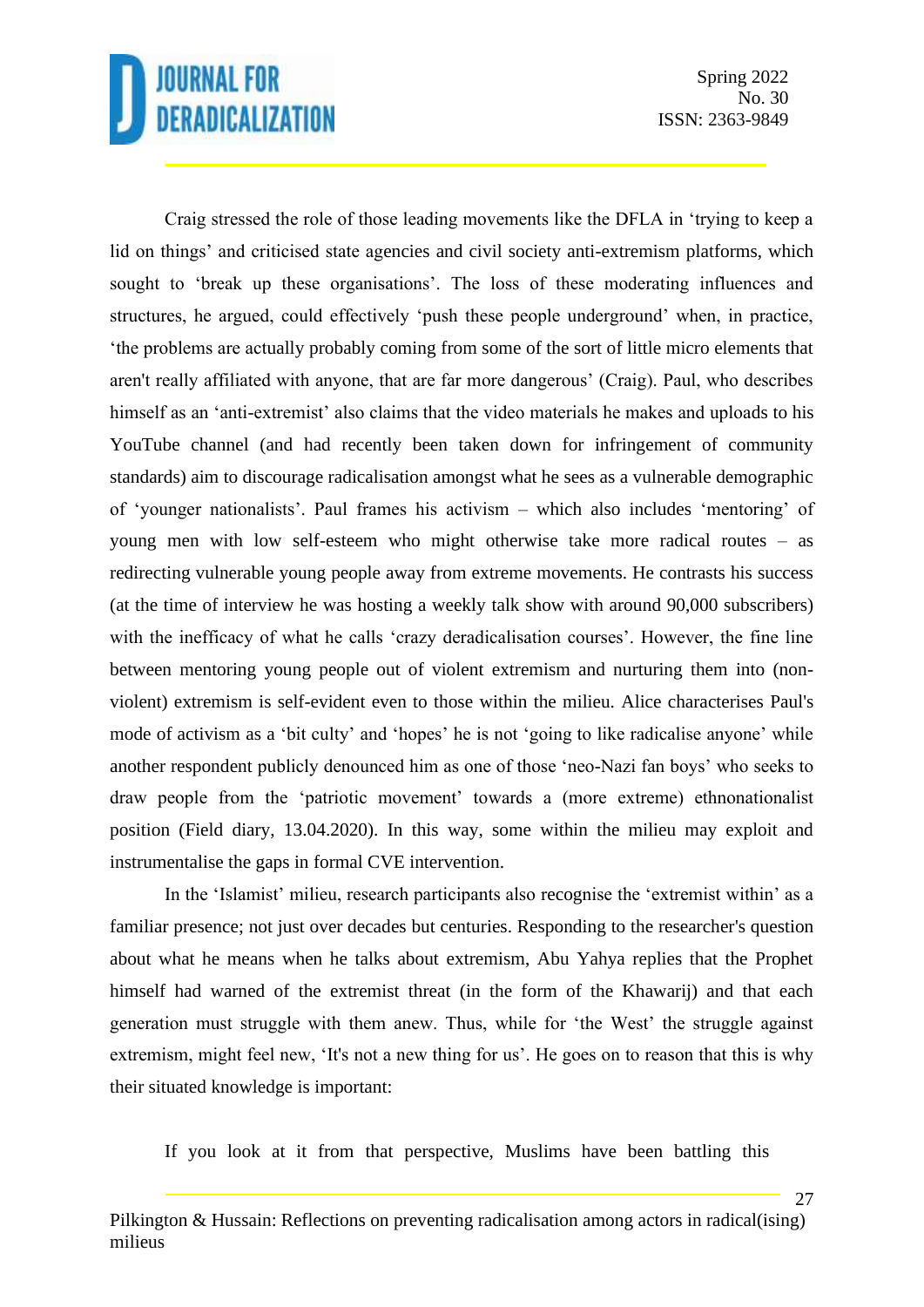Craig stressed the role of those leading movements like the DFLA in 'trying to keep a lid on things' and criticised state agencies and civil society anti-extremism platforms, which sought to 'break up these organisations'. The loss of these moderating influences and structures, he argued, could effectively 'push these people underground' when, in practice, 'the problems are actually probably coming from some of the sort of little micro elements that aren't really affiliated with anyone, that are far more dangerous' (Craig). Paul, who describes himself as an 'anti-extremist' also claims that the video materials he makes and uploads to his YouTube channel (and had recently been taken down for infringement of community standards) aim to discourage radicalisation amongst what he sees as a vulnerable demographic of 'younger nationalists'. Paul frames his activism – which also includes 'mentoring' of young men with low self-esteem who might otherwise take more radical routes – as redirecting vulnerable young people away from extreme movements. He contrasts his success (at the time of interview he was hosting a weekly talk show with around 90,000 subscribers) with the inefficacy of what he calls 'crazy deradicalisation courses'. However, the fine line between mentoring young people out of violent extremism and nurturing them into (non-violent) extremism is self-evident even to those within the milieu. Alice characterises Paul's mode of activism as a 'bit culty' and 'hopes' he is not 'going to like radicalise anyone' while another respondent publicly denounced him as one of those 'neo-Nazi fan boys' who seeks to draw people from the 'patriotic movement' towards a (more extreme) ethnonationalist position (Field diary, 13.04.2020). In this way, some within the milieu may exploit and instrumentalise the gaps in formal CVE intervention.

In the 'Islamist' milieu, research participants also recognise the 'extremist within' as a familiar presence; not just over decades but centuries. Responding to the researcher's question about what he means when he talks about extremism, Abu Yahya replies that the Prophet himself had warned of the extremist threat (in the form of the Khawarij) and that each generation must struggle with them anew. Thus, while for 'the West' the struggle against extremism, might feel new, 'It's not a new thing for us'. He goes on to reason that this is why their situated knowledge is important:

> If you look at it from that perspective, Muslims have been battling this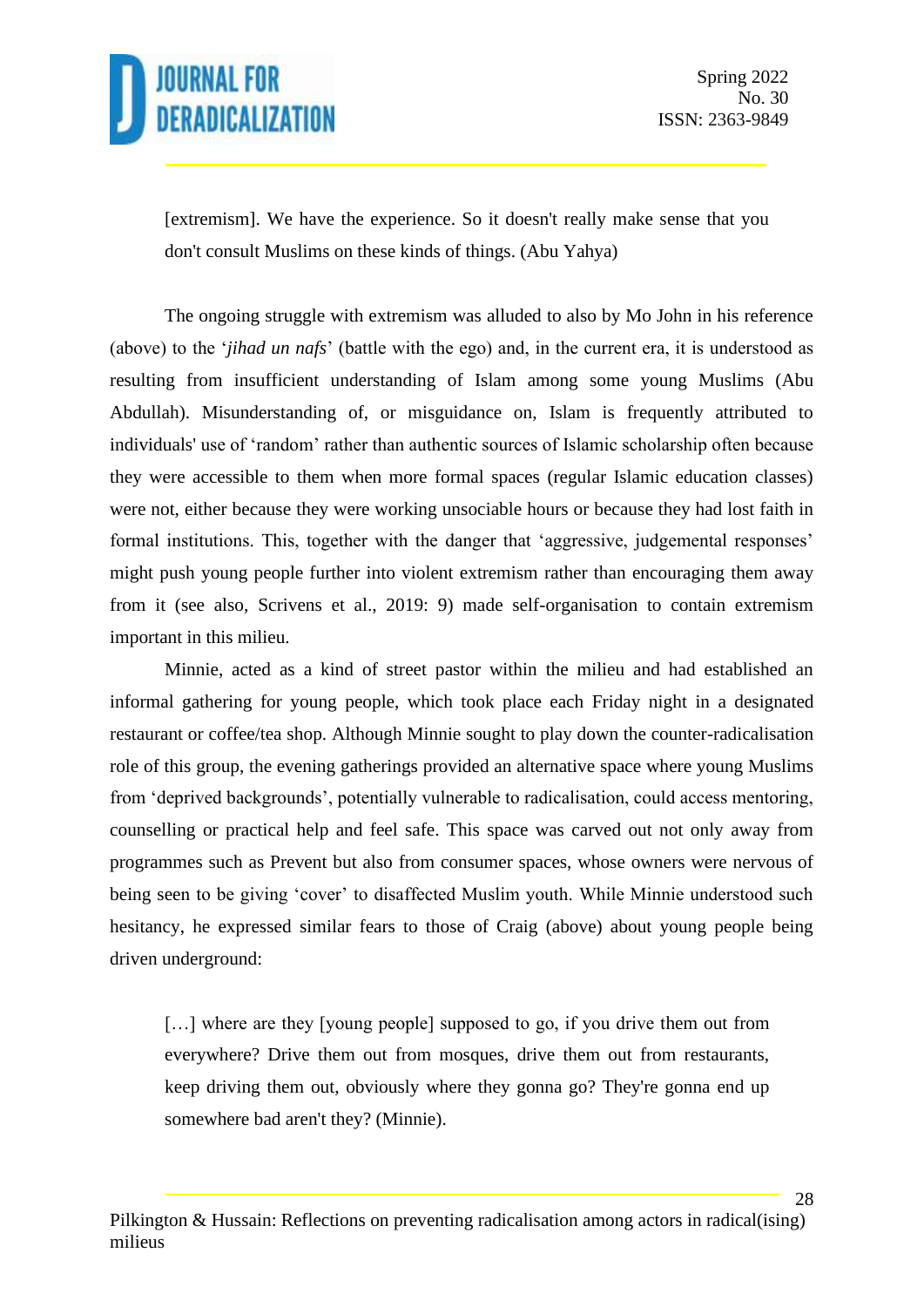> [extremism]. We have the experience. So it doesn't really make sense that you don't consult Muslims on these kinds of things. (Abu Yahya)

The ongoing struggle with extremism was alluded to also by Mo John in his reference (above) to the '*jihad un nafs*' (battle with the ego) and, in the current era, it is understood as resulting from insufficient understanding of Islam among some young Muslims (Abu Abdullah). Misunderstanding of, or misguidance on, Islam is frequently attributed to individuals' use of 'random' rather than authentic sources of Islamic scholarship often because they were accessible to them when more formal spaces (regular Islamic education classes) were not, either because they were working unsociable hours or because they had lost faith in formal institutions. This, together with the danger that 'aggressive, judgemental responses' might push young people further into violent extremism rather than encouraging them away from it (see also, Scrivens et al., 2019: 9) made self-organisation to contain extremism important in this milieu.

Minnie, acted as a kind of street pastor within the milieu and had established an informal gathering for young people, which took place each Friday night in a designated restaurant or coffee/tea shop. Although Minnie sought to play down the counter-radicalisation role of this group, the evening gatherings provided an alternative space where young Muslims from 'deprived backgrounds', potentially vulnerable to radicalisation, could access mentoring, counselling or practical help and feel safe. This space was carved out not only away from programmes such as Prevent but also from consumer spaces, whose owners were nervous of being seen to be giving 'cover' to disaffected Muslim youth. While Minnie understood such hesitancy, he expressed similar fears to those of Craig (above) about young people being driven underground:

> […] where are they [young people] supposed to go, if you drive them out from everywhere? Drive them out from mosques, drive them out from restaurants, keep driving them out, obviously where they gonna go? They're gonna end up somewhere bad aren't they? (Minnie).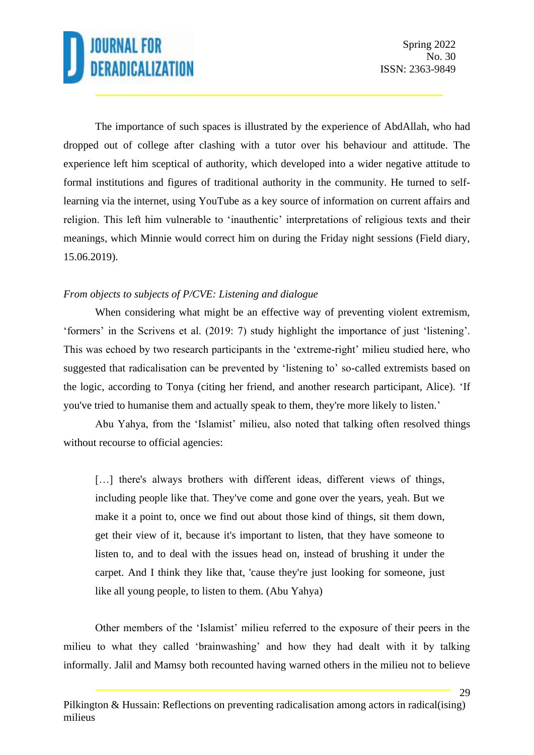The importance of such spaces is illustrated by the experience of AbdAllah, who had dropped out of college after clashing with a tutor over his behaviour and attitude. The experience left him sceptical of authority, which developed into a wider negative attitude to formal institutions and figures of traditional authority in the community. He turned to self-learning via the internet, using YouTube as a key source of information on current affairs and religion. This left him vulnerable to 'inauthentic' interpretations of religious texts and their meanings, which Minnie would correct him on during the Friday night sessions (Field diary, 15.06.2019).

*From objects to subjects of P/CVE: Listening and dialogue*

When considering what might be an effective way of preventing violent extremism, 'formers' in the Scrivens et al. (2019: 7) study highlight the importance of just 'listening'. This was echoed by two research participants in the 'extreme-right' milieu studied here, who suggested that radicalisation can be prevented by 'listening to' so-called extremists based on the logic, according to Tonya (citing her friend, and another research participant, Alice). 'If you've tried to humanise them and actually speak to them, they're more likely to listen.'

Abu Yahya, from the 'Islamist' milieu, also noted that talking often resolved things without recourse to official agencies:

> […] there's always brothers with different ideas, different views of things, including people like that. They've come and gone over the years, yeah. But we make it a point to, once we find out about those kind of things, sit them down, get their view of it, because it's important to listen, that they have someone to listen to, and to deal with the issues head on, instead of brushing it under the carpet. And I think they like that, 'cause they're just looking for someone, just like all young people, to listen to them. (Abu Yahya)

Other members of the 'Islamist' milieu referred to the exposure of their peers in the milieu to what they called 'brainwashing' and how they had dealt with it by talking informally. Jalil and Mamsy both recounted having warned others in the milieu not to believe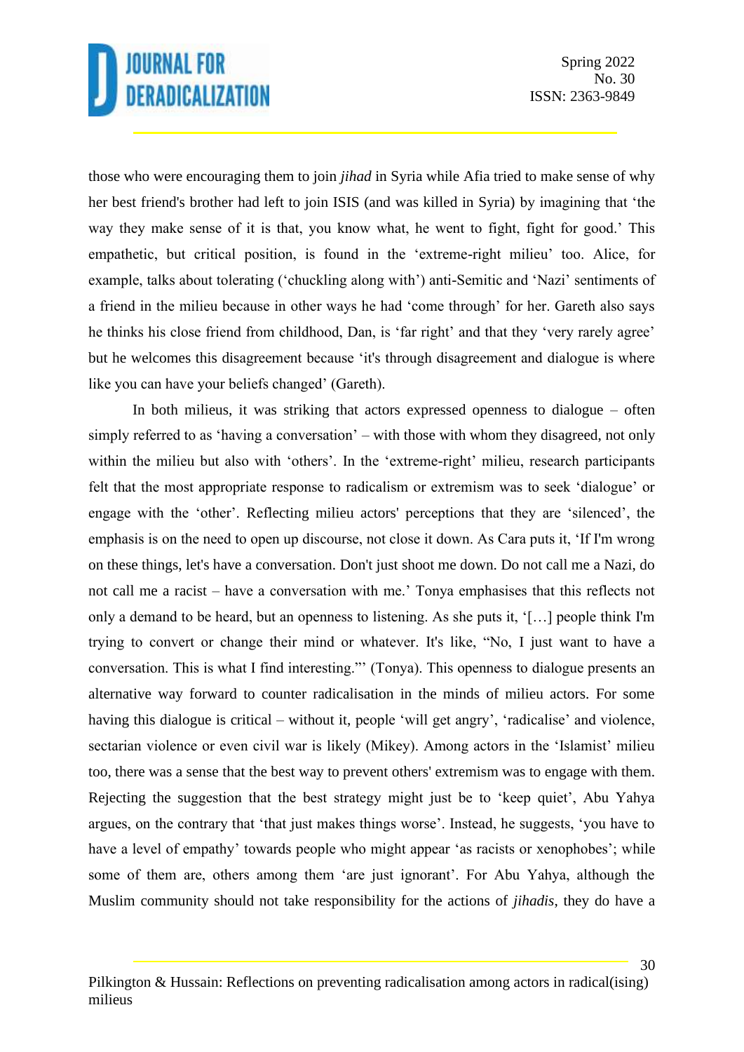those who were encouraging them to join *jihad* in Syria while Afia tried to make sense of why her best friend's brother had left to join ISIS (and was killed in Syria) by imagining that 'the way they make sense of it is that, you know what, he went to fight, fight for good.' This empathetic, but critical position, is found in the 'extreme-right milieu' too. Alice, for example, talks about tolerating ('chuckling along with') anti-Semitic and 'Nazi' sentiments of a friend in the milieu because in other ways he had 'come through' for her. Gareth also says he thinks his close friend from childhood, Dan, is 'far right' and that they 'very rarely agree' but he welcomes this disagreement because 'it's through disagreement and dialogue is where like you can have your beliefs changed' (Gareth).

In both milieus, it was striking that actors expressed openness to dialogue – often simply referred to as 'having a conversation' – with those with whom they disagreed, not only within the milieu but also with 'others'. In the 'extreme-right' milieu, research participants felt that the most appropriate response to radicalism or extremism was to seek 'dialogue' or engage with the 'other'. Reflecting milieu actors' perceptions that they are 'silenced', the emphasis is on the need to open up discourse, not close it down. As Cara puts it, 'If I'm wrong on these things, let's have a conversation. Don't just shoot me down. Do not call me a Nazi, do not call me a racist – have a conversation with me.' Tonya emphasises that this reflects not only a demand to be heard, but an openness to listening. As she puts it, '[…] people think I'm trying to convert or change their mind or whatever. It's like, "No, I just want to have a conversation. This is what I find interesting."' (Tonya). This openness to dialogue presents an alternative way forward to counter radicalisation in the minds of milieu actors. For some having this dialogue is critical – without it, people 'will get angry', 'radicalise' and violence, sectarian violence or even civil war is likely (Mikey). Among actors in the 'Islamist' milieu too, there was a sense that the best way to prevent others' extremism was to engage with them. Rejecting the suggestion that the best strategy might just be to 'keep quiet', Abu Yahya argues, on the contrary that 'that just makes things worse'. Instead, he suggests, 'you have to have a level of empathy' towards people who might appear 'as racists or xenophobes'; while some of them are, others among them 'are just ignorant'. For Abu Yahya, although the Muslim community should not take responsibility for the actions of *jihadis*, they do have a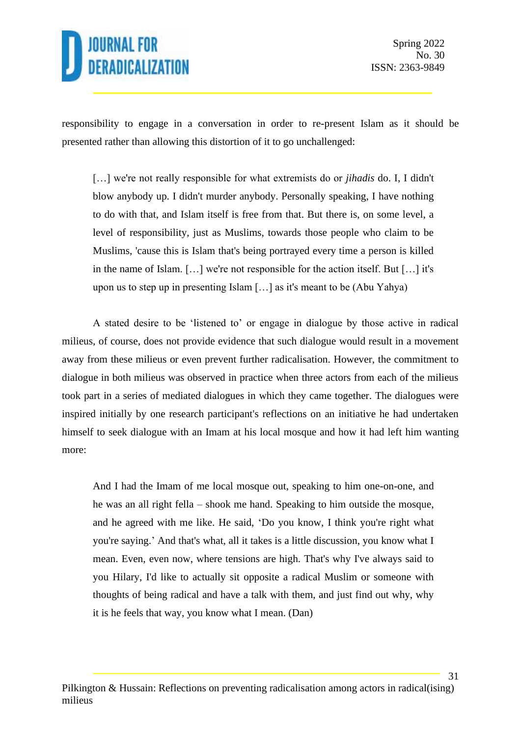responsibility to engage in a conversation in order to re-present Islam as it should be presented rather than allowing this distortion of it to go unchallenged:

> […] we're not really responsible for what extremists do or *jihadis* do. I, I didn't blow anybody up. I didn't murder anybody. Personally speaking, I have nothing to do with that, and Islam itself is free from that. But there is, on some level, a level of responsibility, just as Muslims, towards those people who claim to be Muslims, 'cause this is Islam that's being portrayed every time a person is killed in the name of Islam. […] we're not responsible for the action itself. But […] it's upon us to step up in presenting Islam […] as it's meant to be (Abu Yahya)

A stated desire to be 'listened to' or engage in dialogue by those active in radical milieus, of course, does not provide evidence that such dialogue would result in a movement away from these milieus or even prevent further radicalisation. However, the commitment to dialogue in both milieus was observed in practice when three actors from each of the milieus took part in a series of mediated dialogues in which they came together. The dialogues were inspired initially by one research participant's reflections on an initiative he had undertaken himself to seek dialogue with an Imam at his local mosque and how it had left him wanting more:

> And I had the Imam of me local mosque out, speaking to him one-on-one, and he was an all right fella – shook me hand. Speaking to him outside the mosque, and he agreed with me like. He said, 'Do you know, I think you're right what you're saying.' And that's what, all it takes is a little discussion, you know what I mean. Even, even now, where tensions are high. That's why I've always said to you Hilary, I'd like to actually sit opposite a radical Muslim or someone with thoughts of being radical and have a talk with them, and just find out why, why it is he feels that way, you know what I mean. (Dan)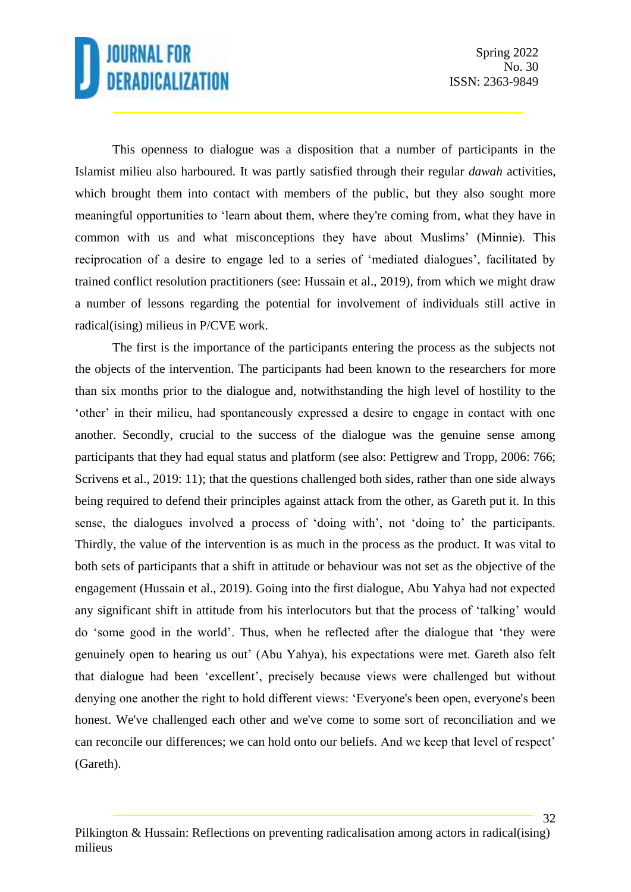This openness to dialogue was a disposition that a number of participants in the Islamist milieu also harboured. It was partly satisfied through their regular *dawah* activities, which brought them into contact with members of the public, but they also sought more meaningful opportunities to 'learn about them, where they're coming from, what they have in common with us and what misconceptions they have about Muslims' (Minnie). This reciprocation of a desire to engage led to a series of 'mediated dialogues', facilitated by trained conflict resolution practitioners (see: Hussain et al., 2019), from which we might draw a number of lessons regarding the potential for involvement of individuals still active in radical(ising) milieus in P/CVE work.

The first is the importance of the participants entering the process as the subjects not the objects of the intervention. The participants had been known to the researchers for more than six months prior to the dialogue and, notwithstanding the high level of hostility to the 'other' in their milieu, had spontaneously expressed a desire to engage in contact with one another. Secondly, crucial to the success of the dialogue was the genuine sense among participants that they had equal status and platform (see also: Pettigrew and Tropp, 2006: 766; Scrivens et al., 2019: 11); that the questions challenged both sides, rather than one side always being required to defend their principles against attack from the other, as Gareth put it. In this sense, the dialogues involved a process of 'doing with', not 'doing to' the participants. Thirdly, the value of the intervention is as much in the process as the product. It was vital to both sets of participants that a shift in attitude or behaviour was not set as the objective of the engagement (Hussain et al., 2019). Going into the first dialogue, Abu Yahya had not expected any significant shift in attitude from his interlocutors but that the process of 'talking' would do 'some good in the world'. Thus, when he reflected after the dialogue that 'they were genuinely open to hearing us out' (Abu Yahya), his expectations were met. Gareth also felt that dialogue had been 'excellent', precisely because views were challenged but without denying one another the right to hold different views: 'Everyone's been open, everyone's been honest. We've challenged each other and we've come to some sort of reconciliation and we can reconcile our differences; we can hold onto our beliefs. And we keep that level of respect' (Gareth).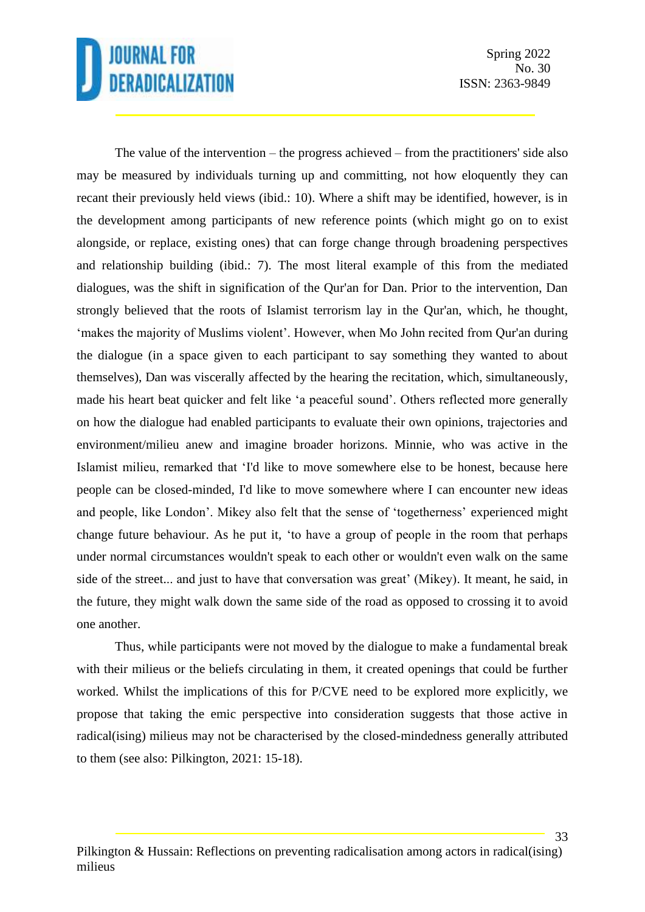The value of the intervention – the progress achieved – from the practitioners' side also may be measured by individuals turning up and committing, not how eloquently they can recant their previously held views (ibid.: 10). Where a shift may be identified, however, is in the development among participants of new reference points (which might go on to exist alongside, or replace, existing ones) that can forge change through broadening perspectives and relationship building (ibid.: 7). The most literal example of this from the mediated dialogues, was the shift in signification of the Qur'an for Dan. Prior to the intervention, Dan strongly believed that the roots of Islamist terrorism lay in the Qur'an, which, he thought, 'makes the majority of Muslims violent'. However, when Mo John recited from Qur'an during the dialogue (in a space given to each participant to say something they wanted to about themselves), Dan was viscerally affected by the hearing the recitation, which, simultaneously, made his heart beat quicker and felt like 'a peaceful sound'. Others reflected more generally on how the dialogue had enabled participants to evaluate their own opinions, trajectories and environment/milieu anew and imagine broader horizons. Minnie, who was active in the Islamist milieu, remarked that 'I'd like to move somewhere else to be honest, because here people can be closed-minded, I'd like to move somewhere where I can encounter new ideas and people, like London'. Mikey also felt that the sense of 'togetherness' experienced might change future behaviour. As he put it, 'to have a group of people in the room that perhaps under normal circumstances wouldn't speak to each other or wouldn't even walk on the same side of the street... and just to have that conversation was great' (Mikey). It meant, he said, in the future, they might walk down the same side of the road as opposed to crossing it to avoid one another.

Thus, while participants were not moved by the dialogue to make a fundamental break with their milieus or the beliefs circulating in them, it created openings that could be further worked. Whilst the implications of this for P/CVE need to be explored more explicitly, we propose that taking the emic perspective into consideration suggests that those active in radical(ising) milieus may not be characterised by the closed-mindedness generally attributed to them (see also: Pilkington, 2021: 15-18).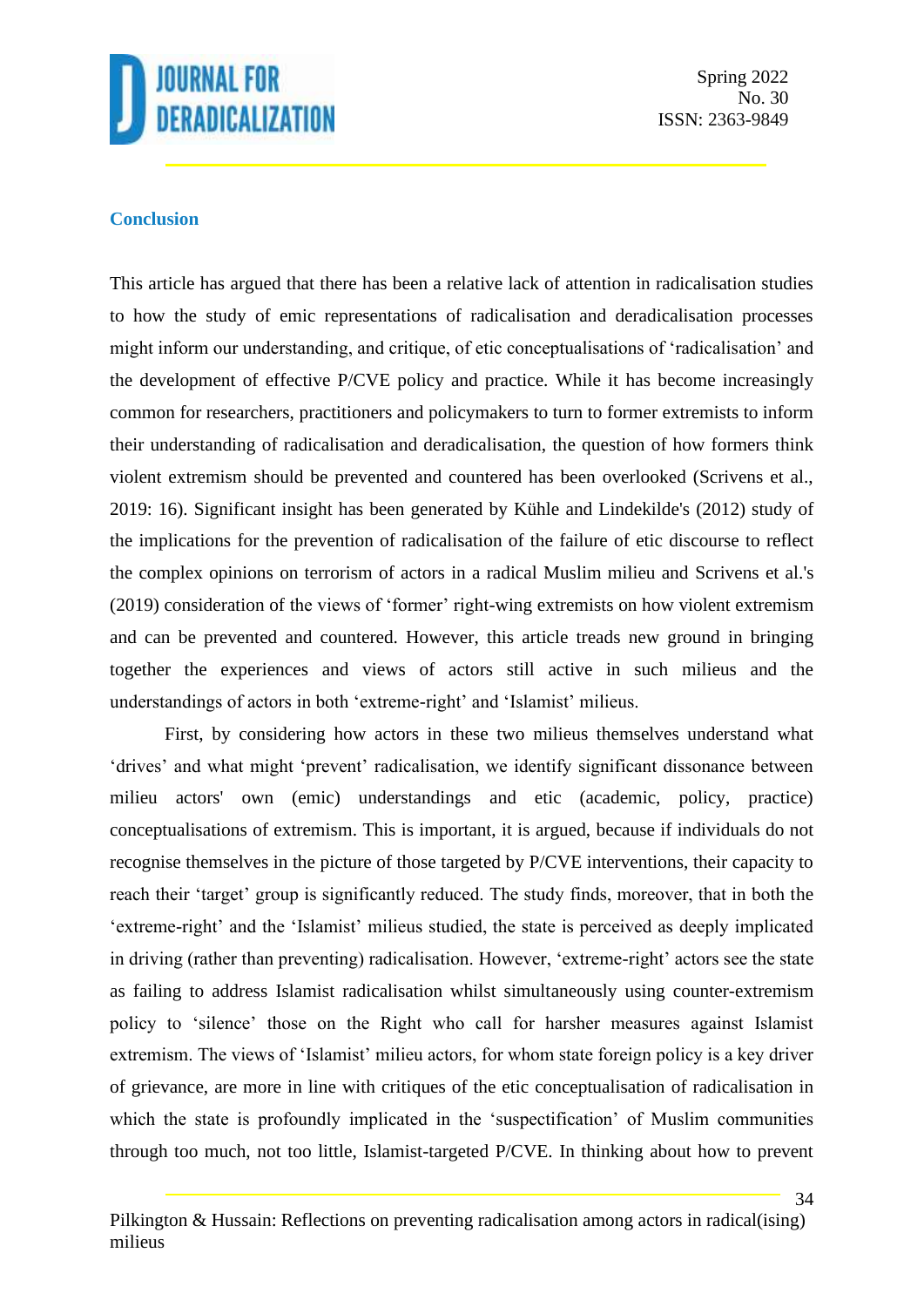## Conclusion

This article has argued that there has been a relative lack of attention in radicalisation studies to how the study of emic representations of radicalisation and deradicalisation processes might inform our understanding, and critique, of etic conceptualisations of 'radicalisation' and the development of effective P/CVE policy and practice. While it has become increasingly common for researchers, practitioners and policymakers to turn to former extremists to inform their understanding of radicalisation and deradicalisation, the question of how formers think violent extremism should be prevented and countered has been overlooked (Scrivens et al., 2019: 16). Significant insight has been generated by Kühle and Lindekilde's (2012) study of the implications for the prevention of radicalisation of the failure of etic discourse to reflect the complex opinions on terrorism of actors in a radical Muslim milieu and Scrivens et al.'s (2019) consideration of the views of 'former' right-wing extremists on how violent extremism and can be prevented and countered. However, this article treads new ground in bringing together the experiences and views of actors still active in such milieus and the understandings of actors in both 'extreme-right' and 'Islamist' milieus.

First, by considering how actors in these two milieus themselves understand what 'drives' and what might 'prevent' radicalisation, we identify significant dissonance between milieu actors' own (emic) understandings and etic (academic, policy, practice) conceptualisations of extremism. This is important, it is argued, because if individuals do not recognise themselves in the picture of those targeted by P/CVE interventions, their capacity to reach their 'target' group is significantly reduced. The study finds, moreover, that in both the 'extreme-right' and the 'Islamist' milieus studied, the state is perceived as deeply implicated in driving (rather than preventing) radicalisation. However, 'extreme-right' actors see the state as failing to address Islamist radicalisation whilst simultaneously using counter-extremism policy to 'silence' those on the Right who call for harsher measures against Islamist extremism. The views of 'Islamist' milieu actors, for whom state foreign policy is a key driver of grievance, are more in line with critiques of the etic conceptualisation of radicalisation in which the state is profoundly implicated in the 'suspectification' of Muslim communities through too much, not too little, Islamist-targeted P/CVE. In thinking about how to prevent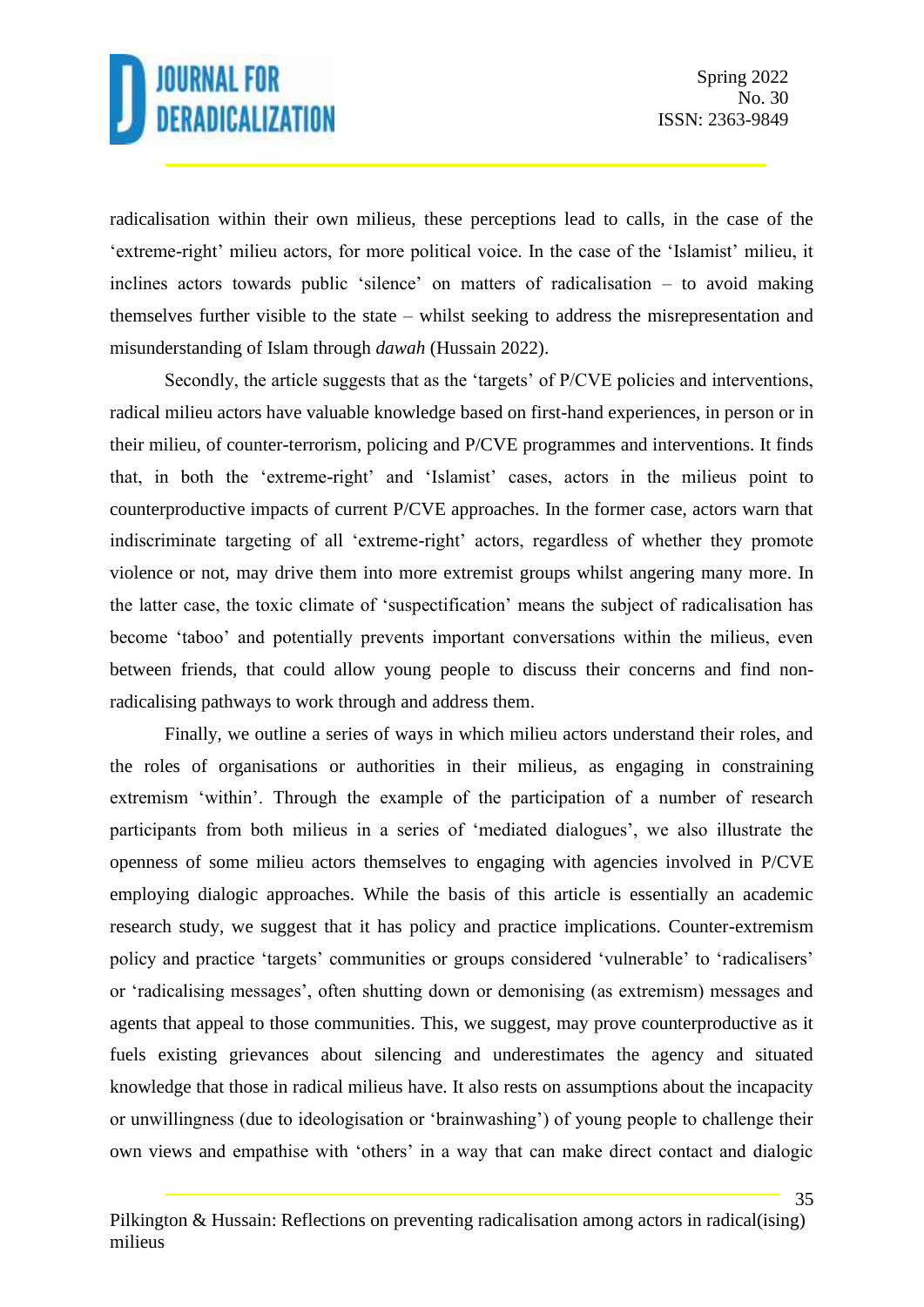radicalisation within their own milieus, these perceptions lead to calls, in the case of the 'extreme-right' milieu actors, for more political voice. In the case of the 'Islamist' milieu, it inclines actors towards public 'silence' on matters of radicalisation – to avoid making themselves further visible to the state – whilst seeking to address the misrepresentation and misunderstanding of Islam through *dawah* (Hussain 2022).

Secondly, the article suggests that as the 'targets' of P/CVE policies and interventions, radical milieu actors have valuable knowledge based on first-hand experiences, in person or in their milieu, of counter-terrorism, policing and P/CVE programmes and interventions. It finds that, in both the 'extreme-right' and 'Islamist' cases, actors in the milieus point to counterproductive impacts of current P/CVE approaches. In the former case, actors warn that indiscriminate targeting of all 'extreme-right' actors, regardless of whether they promote violence or not, may drive them into more extremist groups whilst angering many more. In the latter case, the toxic climate of 'suspectification' means the subject of radicalisation has become 'taboo' and potentially prevents important conversations within the milieus, even between friends, that could allow young people to discuss their concerns and find non-radicalising pathways to work through and address them.

Finally, we outline a series of ways in which milieu actors understand their roles, and the roles of organisations or authorities in their milieus, as engaging in constraining extremism 'within'. Through the example of the participation of a number of research participants from both milieus in a series of 'mediated dialogues', we also illustrate the openness of some milieu actors themselves to engaging with agencies involved in P/CVE employing dialogic approaches. While the basis of this article is essentially an academic research study, we suggest that it has policy and practice implications. Counter-extremism policy and practice 'targets' communities or groups considered 'vulnerable' to 'radicalisers' or 'radicalising messages', often shutting down or demonising (as extremism) messages and agents that appeal to those communities. This, we suggest, may prove counterproductive as it fuels existing grievances about silencing and underestimates the agency and situated knowledge that those in radical milieus have. It also rests on assumptions about the incapacity or unwillingness (due to ideologisation or 'brainwashing') of young people to challenge their own views and empathise with 'others' in a way that can make direct contact and dialogic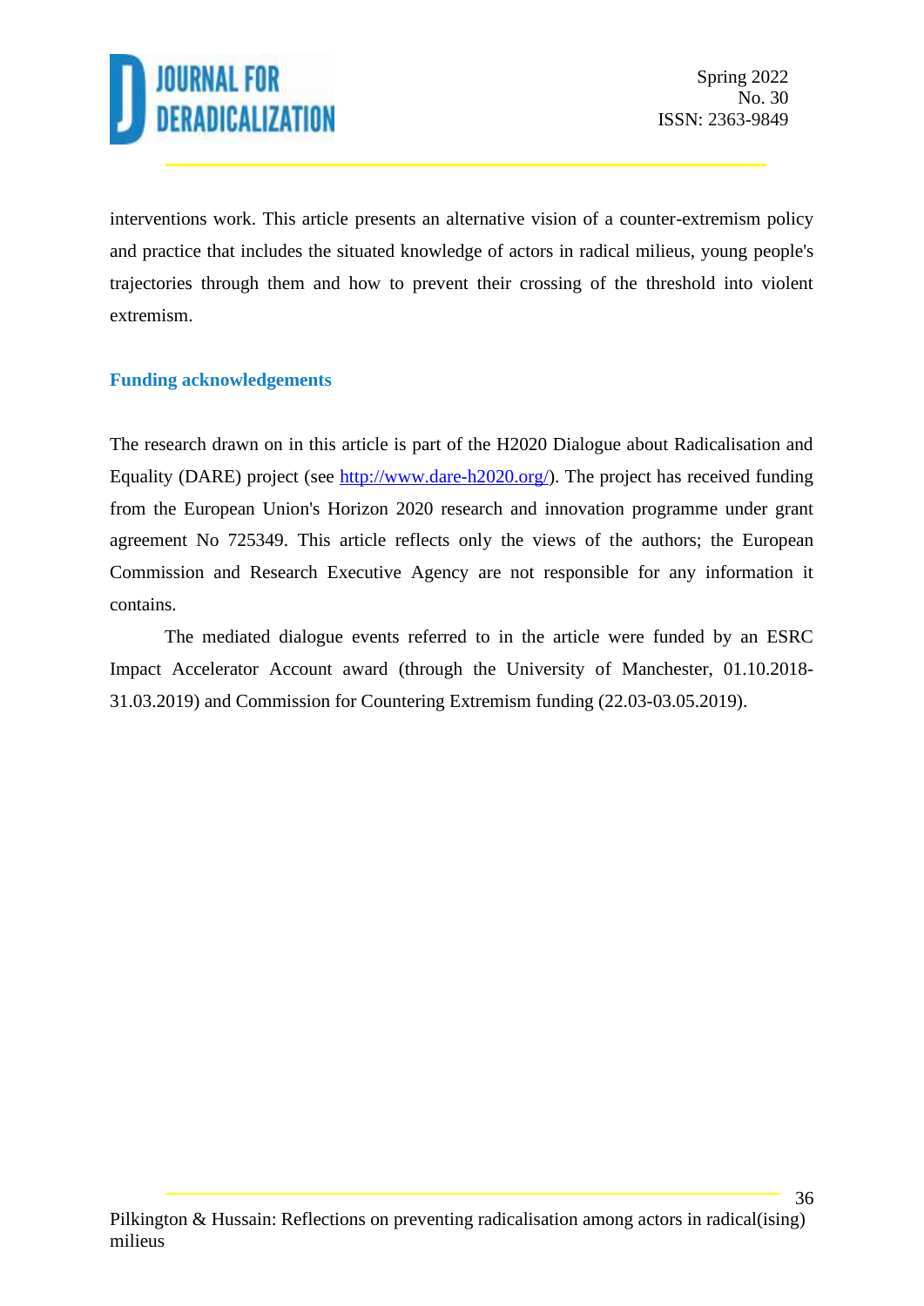interventions work. This article presents an alternative vision of a counter-extremism policy and practice that includes the situated knowledge of actors in radical milieus, young people's trajectories through them and how to prevent their crossing of the threshold into violent extremism.

## Funding acknowledgements

The research drawn on in this article is part of the H2020 Dialogue about Radicalisation and Equality (DARE) project (see [http://www.dare-h2020.org/](http://www.dare-h2020.org/)). The project has received funding from the European Union's Horizon 2020 research and innovation programme under grant agreement No 725349. This article reflects only the views of the authors; the European Commission and Research Executive Agency are not responsible for any information it contains.

The mediated dialogue events referred to in the article were funded by an ESRC Impact Accelerator Account award (through the University of Manchester, 01.10.2018-31.03.2019) and Commission for Countering Extremism funding (22.03-03.05.2019).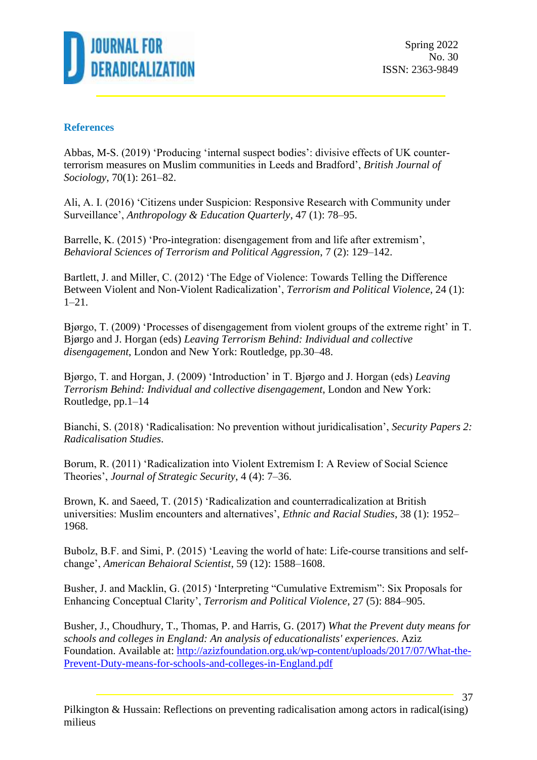## References

Abbas, M-S. (2019) 'Producing 'internal suspect bodies': divisive effects of UK counter-terrorism measures on Muslim communities in Leeds and Bradford', *British Journal of Sociology*, 70(1): 261–82.

Ali, A. I. (2016) 'Citizens under Suspicion: Responsive Research with Community under Surveillance', *Anthropology & Education Quarterly*, 47 (1): 78–95.

Barrelle, K. (2015) 'Pro-integration: disengagement from and life after extremism', *Behavioral Sciences of Terrorism and Political Aggression*, 7 (2): 129–142.

Bartlett, J. and Miller, C. (2012) 'The Edge of Violence: Towards Telling the Difference Between Violent and Non-Violent Radicalization', *Terrorism and Political Violence*, 24 (1): 1–21.

Bjørgo, T. (2009) 'Processes of disengagement from violent groups of the extreme right' in T. Bjørgo and J. Horgan (eds) *Leaving Terrorism Behind: Individual and collective disengagement*, London and New York: Routledge, pp.30–48.

Bjørgo, T. and Horgan, J. (2009) 'Introduction' in T. Bjørgo and J. Horgan (eds) *Leaving Terrorism Behind: Individual and collective disengagement*, London and New York: Routledge, pp.1–14

Bianchi, S. (2018) 'Radicalisation: No prevention without juridicalisation', *Security Papers 2: Radicalisation Studies*.

Borum, R. (2011) 'Radicalization into Violent Extremism I: A Review of Social Science Theories', *Journal of Strategic Security*, 4 (4): 7–36.

Brown, K. and Saeed, T. (2015) 'Radicalization and counterradicalization at British universities: Muslim encounters and alternatives', *Ethnic and Racial Studies*, 38 (1): 1952–1968.

Bubolz, B.F. and Simi, P. (2015) 'Leaving the world of hate: Life-course transitions and self-change', *American Behaioral Scientist*, 59 (12): 1588–1608.

Busher, J. and Macklin, G. (2015) 'Interpreting "Cumulative Extremism": Six Proposals for Enhancing Conceptual Clarity', *Terrorism and Political Violence*, 27 (5): 884–905.

Busher, J., Choudhury, T., Thomas, P. and Harris, G. (2017) *What the Prevent duty means for schools and colleges in England: An analysis of educationalists' experiences*. Aziz Foundation. Available at: [http://azizfoundation.org.uk/wp-content/uploads/2017/07/What-the-Prevent-Duty-means-for-schools-and-colleges-in-England.pdf](http://azizfoundation.org.uk/wp-content/uploads/2017/07/What-the-Prevent-Duty-means-for-schools-and-colleges-in-England.pdf)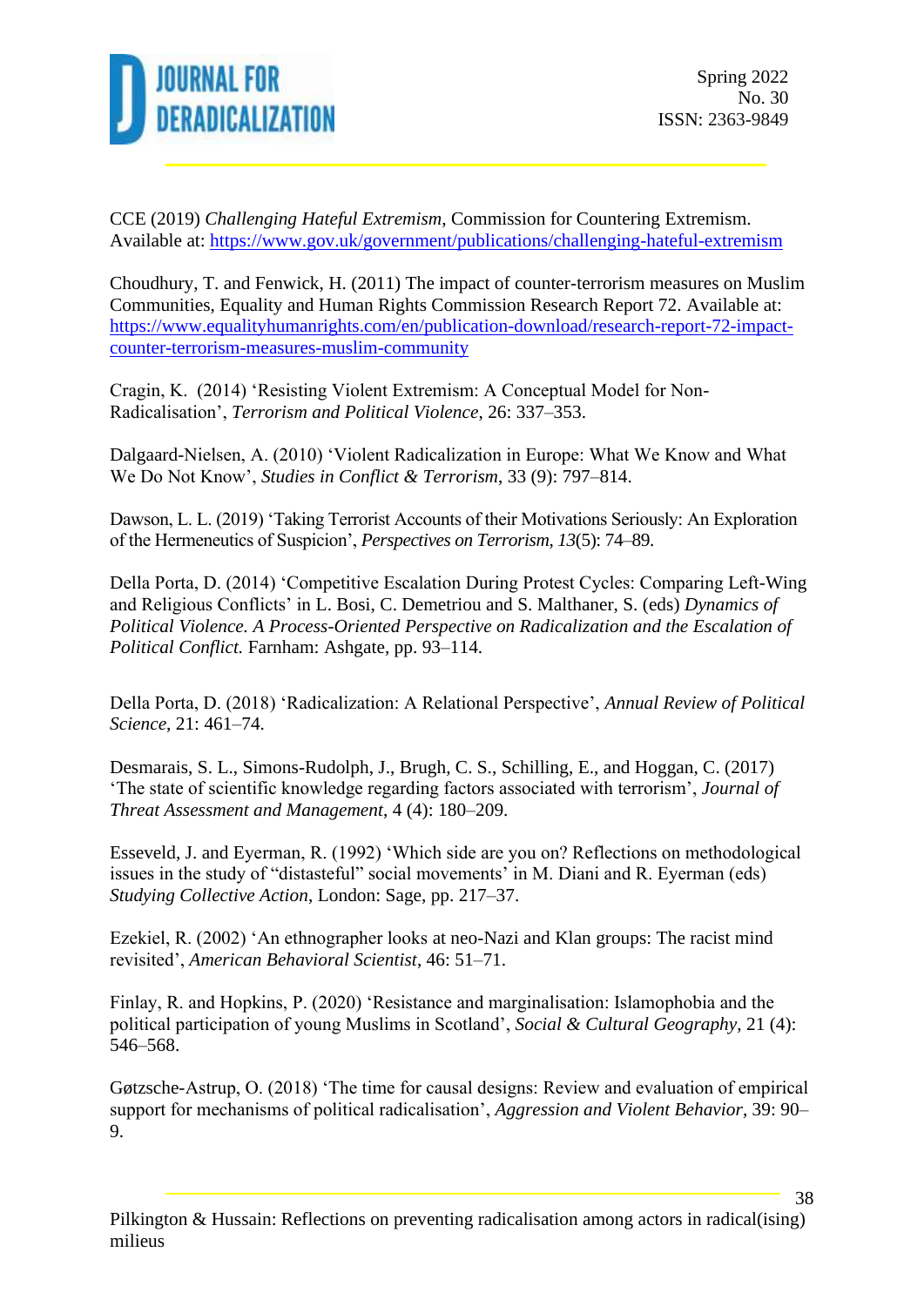CCE (2019) *Challenging Hateful Extremism*, Commission for Countering Extremism. Available at: https://www.gov.uk/government/publications/challenging-hateful-extremism

Choudhury, T. and Fenwick, H. (2011) The impact of counter-terrorism measures on Muslim Communities, Equality and Human Rights Commission Research Report 72. Available at: https://www.equalityhumanrights.com/en/publication-download/research-report-72-impact-counter-terrorism-measures-muslim-community

Cragin, K. (2014) 'Resisting Violent Extremism: A Conceptual Model for Non-Radicalisation', *Terrorism and Political Violence*, 26: 337–353.

Dalgaard-Nielsen, A. (2010) 'Violent Radicalization in Europe: What We Know and What We Do Not Know', *Studies in Conflict & Terrorism*, 33 (9): 797–814.

Dawson, L. L. (2019) 'Taking Terrorist Accounts of their Motivations Seriously: An Exploration of the Hermeneutics of Suspicion', *Perspectives on Terrorism*, *13*(5): 74–89.

Della Porta, D. (2014) 'Competitive Escalation During Protest Cycles: Comparing Left-Wing and Religious Conflicts' in L. Bosi, C. Demetriou and S. Malthaner, S. (eds) *Dynamics of Political Violence. A Process-Oriented Perspective on Radicalization and the Escalation of Political Conflict.* Farnham: Ashgate, pp. 93–114.

Della Porta, D. (2018) 'Radicalization: A Relational Perspective', *Annual Review of Political Science*, 21: 461–74.

Desmarais, S. L., Simons-Rudolph, J., Brugh, C. S., Schilling, E., and Hoggan, C. (2017) 'The state of scientific knowledge regarding factors associated with terrorism', *Journal of Threat Assessment and Management*, 4 (4): 180–209.

Esseveld, J. and Eyerman, R. (1992) 'Which side are you on? Reflections on methodological issues in the study of "distasteful" social movements' in M. Diani and R. Eyerman (eds) *Studying Collective Action*, London: Sage, pp. 217–37.

Ezekiel, R. (2002) 'An ethnographer looks at neo-Nazi and Klan groups: The racist mind revisited', *American Behavioral Scientist*, 46: 51–71.

Finlay, R. and Hopkins, P. (2020) 'Resistance and marginalisation: Islamophobia and the political participation of young Muslims in Scotland', *Social & Cultural Geography*, 21 (4): 546–568.

Gøtzsche-Astrup, O. (2018) 'The time for causal designs: Review and evaluation of empirical support for mechanisms of political radicalisation', *Aggression and Violent Behavior*, 39: 90–9.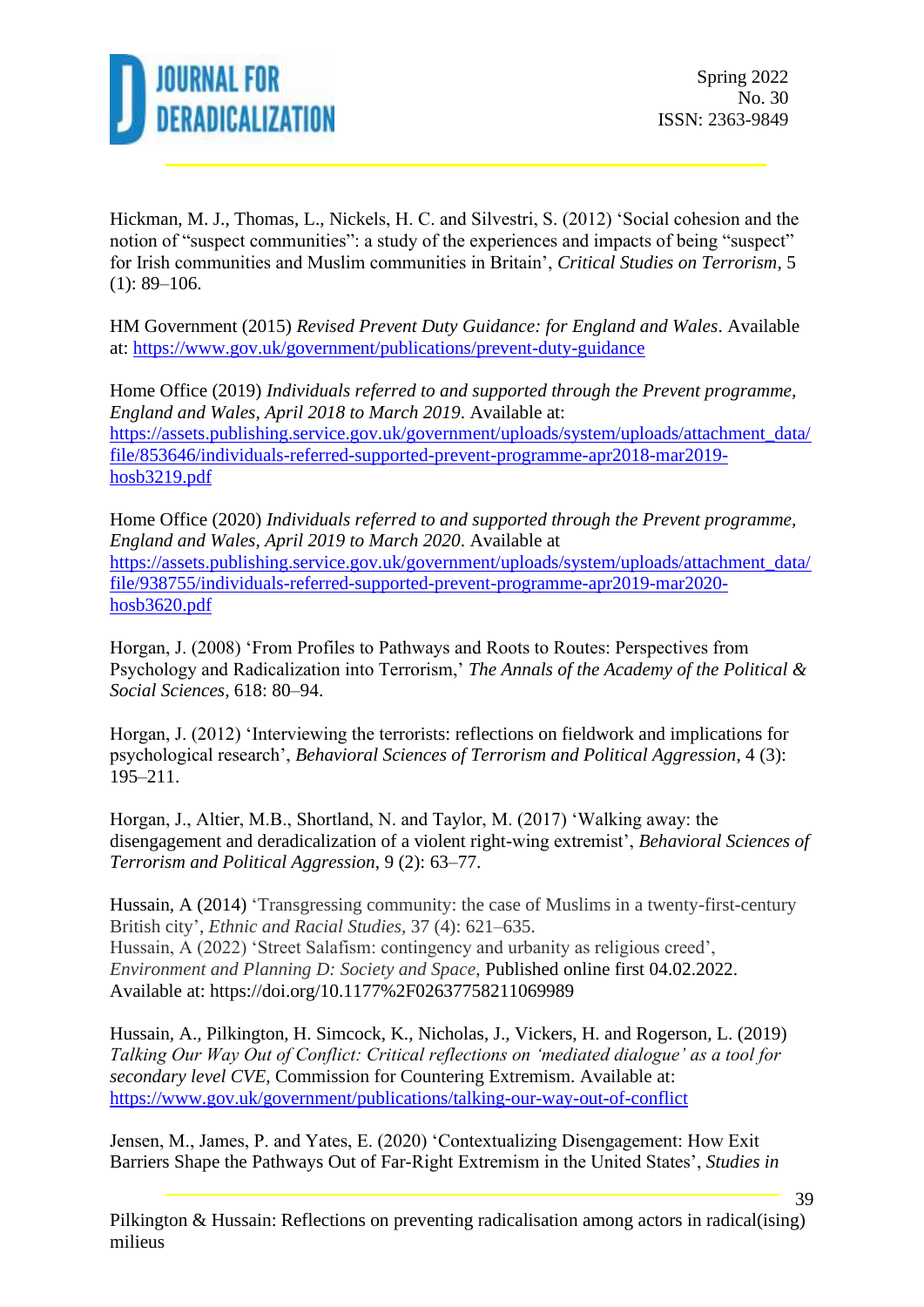Hickman, M. J., Thomas, L., Nickels, H. C. and Silvestri, S. (2012) 'Social cohesion and the notion of "suspect communities": a study of the experiences and impacts of being "suspect" for Irish communities and Muslim communities in Britain', *Critical Studies on Terrorism*, 5 (1): 89–106.

HM Government (2015) *Revised Prevent Duty Guidance: for England and Wales*. Available at: https://www.gov.uk/government/publications/prevent-duty-guidance

Home Office (2019) *Individuals referred to and supported through the Prevent programme, England and Wales, April 2018 to March 2019*. Available at: https://assets.publishing.service.gov.uk/government/uploads/system/uploads/attachment_data/file/853646/individuals-referred-supported-prevent-programme-apr2018-mar2019-hosb3219.pdf

Home Office (2020) *Individuals referred to and supported through the Prevent programme, England and Wales, April 2019 to March 2020*. Available at https://assets.publishing.service.gov.uk/government/uploads/system/uploads/attachment_data/file/938755/individuals-referred-supported-prevent-programme-apr2019-mar2020-hosb3620.pdf

Horgan, J. (2008) 'From Profiles to Pathways and Roots to Routes: Perspectives from Psychology and Radicalization into Terrorism,' *The Annals of the Academy of the Political & Social Sciences*, 618: 80–94.

Horgan, J. (2012) 'Interviewing the terrorists: reflections on fieldwork and implications for psychological research', *Behavioral Sciences of Terrorism and Political Aggression*, 4 (3): 195–211.

Horgan, J., Altier, M.B., Shortland, N. and Taylor, M. (2017) 'Walking away: the disengagement and deradicalization of a violent right-wing extremist', *Behavioral Sciences of Terrorism and Political Aggression*, 9 (2): 63–77.

Hussain, A (2014) 'Transgressing community: the case of Muslims in a twenty-first-century British city', *Ethnic and Racial Studies*, 37 (4): 621–635.
Hussain, A (2022) 'Street Salafism: contingency and urbanity as religious creed', *Environment and Planning D: Society and Space*, Published online first 04.02.2022. Available at: https://doi.org/10.1177%2F02637758211069989

Hussain, A., Pilkington, H. Simcock, K., Nicholas, J., Vickers, H. and Rogerson, L. (2019) *Talking Our Way Out of Conflict: Critical reflections on 'mediated dialogue' as a tool for secondary level CVE*, Commission for Countering Extremism. Available at: https://www.gov.uk/government/publications/talking-our-way-out-of-conflict

Jensen, M., James, P. and Yates, E. (2020) 'Contextualizing Disengagement: How Exit Barriers Shape the Pathways Out of Far-Right Extremism in the United States', *Studies in*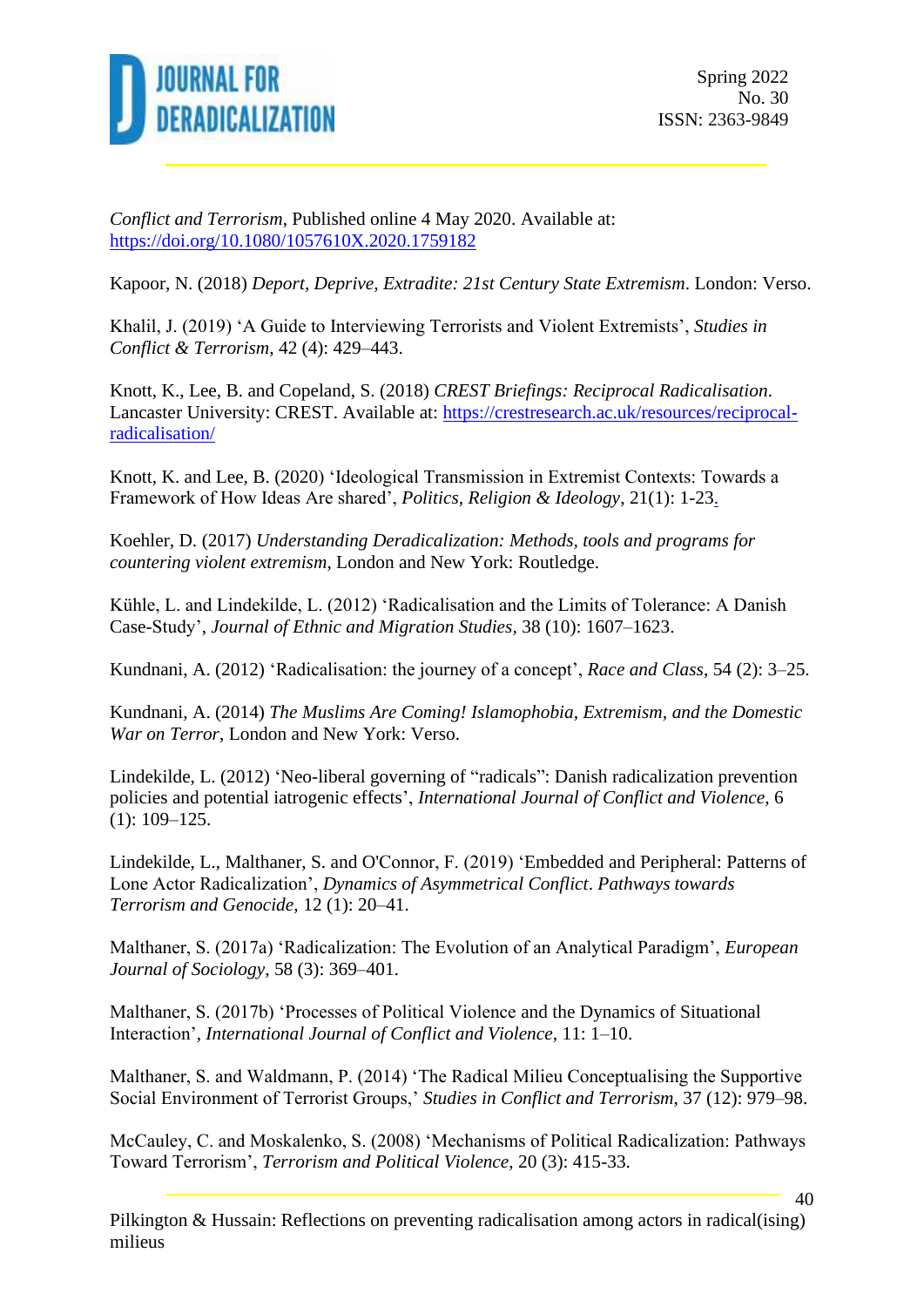*Conflict and Terrorism*, Published online 4 May 2020. Available at: https://doi.org/10.1080/1057610X.2020.1759182

Kapoor, N. (2018) *Deport, Deprive, Extradite: 21st Century State Extremism*. London: Verso.

Khalil, J. (2019) 'A Guide to Interviewing Terrorists and Violent Extremists', *Studies in Conflict & Terrorism*, 42 (4): 429–443.

Knott, K., Lee, B. and Copeland, S. (2018) *CREST Briefings: Reciprocal Radicalisation*. Lancaster University: CREST. Available at: https://crestresearch.ac.uk/resources/reciprocal-radicalisation/

Knott, K. and Lee, B. (2020) 'Ideological Transmission in Extremist Contexts: Towards a Framework of How Ideas Are shared', *Politics, Religion & Ideology*, 21(1): 1-23.

Koehler, D. (2017) *Understanding Deradicalization: Methods, tools and programs for countering violent extremism*, London and New York: Routledge.

Kühle, L. and Lindekilde, L. (2012) 'Radicalisation and the Limits of Tolerance: A Danish Case-Study', *Journal of Ethnic and Migration Studies*, 38 (10): 1607–1623.

Kundnani, A. (2012) 'Radicalisation: the journey of a concept', *Race and Class*, 54 (2): 3–25.

Kundnani, A. (2014) *The Muslims Are Coming! Islamophobia, Extremism, and the Domestic War on Terror*, London and New York: Verso.

Lindekilde, L. (2012) 'Neo-liberal governing of "radicals": Danish radicalization prevention policies and potential iatrogenic effects', *International Journal of Conflict and Violence*, 6 (1): 109–125.

Lindekilde, L., Malthaner, S. and O'Connor, F. (2019) 'Embedded and Peripheral: Patterns of Lone Actor Radicalization', *Dynamics of Asymmetrical Conflict. Pathways towards Terrorism and Genocide*, 12 (1): 20–41.

Malthaner, S. (2017a) 'Radicalization: The Evolution of an Analytical Paradigm', *European Journal of Sociology*, 58 (3): 369–401.

Malthaner, S. (2017b) 'Processes of Political Violence and the Dynamics of Situational Interaction', *International Journal of Conflict and Violence*, 11: 1–10.

Malthaner, S. and Waldmann, P. (2014) 'The Radical Milieu Conceptualising the Supportive Social Environment of Terrorist Groups,' *Studies in Conflict and Terrorism*, 37 (12): 979–98.

McCauley, C. and Moskalenko, S. (2008) 'Mechanisms of Political Radicalization: Pathways Toward Terrorism', *Terrorism and Political Violence*, 20 (3): 415-33.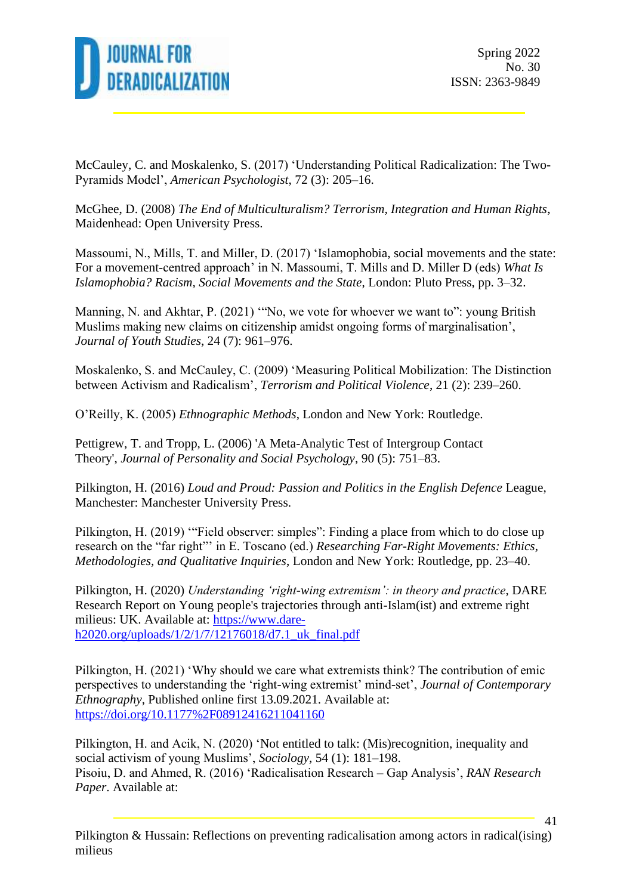McCauley, C. and Moskalenko, S. (2017) 'Understanding Political Radicalization: The Two-Pyramids Model', *American Psychologist*, 72 (3): 205–16.

McGhee, D. (2008) *The End of Multiculturalism? Terrorism, Integration and Human Rights*, Maidenhead: Open University Press.

Massoumi, N., Mills, T. and Miller, D. (2017) 'Islamophobia, social movements and the state: For a movement-centred approach' in N. Massoumi, T. Mills and D. Miller D (eds) *What Is Islamophobia? Racism, Social Movements and the State*, London: Pluto Press, pp. 3–32.

Manning, N. and Akhtar, P. (2021) '"No, we vote for whoever we want to": young British Muslims making new claims on citizenship amidst ongoing forms of marginalisation', *Journal of Youth Studies*, 24 (7): 961–976.

Moskalenko, S. and McCauley, C. (2009) 'Measuring Political Mobilization: The Distinction between Activism and Radicalism', *Terrorism and Political Violence*, 21 (2): 239–260.

O'Reilly, K. (2005) *Ethnographic Methods*, London and New York: Routledge.

Pettigrew, T. and Tropp, L. (2006) 'A Meta-Analytic Test of Intergroup Contact Theory', *Journal of Personality and Social Psychology*, 90 (5): 751–83.

Pilkington, H. (2016) *Loud and Proud: Passion and Politics in the English Defence* League, Manchester: Manchester University Press.

Pilkington, H. (2019) '"Field observer: simples": Finding a place from which to do close up research on the "far right"' in E. Toscano (ed.) *Researching Far-Right Movements: Ethics, Methodologies, and Qualitative Inquiries*, London and New York: Routledge, pp. 23–40.

Pilkington, H. (2020) *Understanding 'right-wing extremism': in theory and practice*, DARE Research Report on Young people's trajectories through anti-Islam(ist) and extreme right milieus: UK. Available at: https://www.dare-h2020.org/uploads/1/2/1/7/12176018/d7.1_uk_final.pdf

Pilkington, H. (2021) 'Why should we care what extremists think? The contribution of emic perspectives to understanding the 'right-wing extremist' mind-set', *Journal of Contemporary Ethnography*, Published online first 13.09.2021. Available at: https://doi.org/10.1177%2F08912416211041160

Pilkington, H. and Acik, N. (2020) 'Not entitled to talk: (Mis)recognition, inequality and social activism of young Muslims', *Sociology*, 54 (1): 181–198.

Pisoiu, D. and Ahmed, R. (2016) 'Radicalisation Research – Gap Analysis', *RAN Research Paper*. Available at: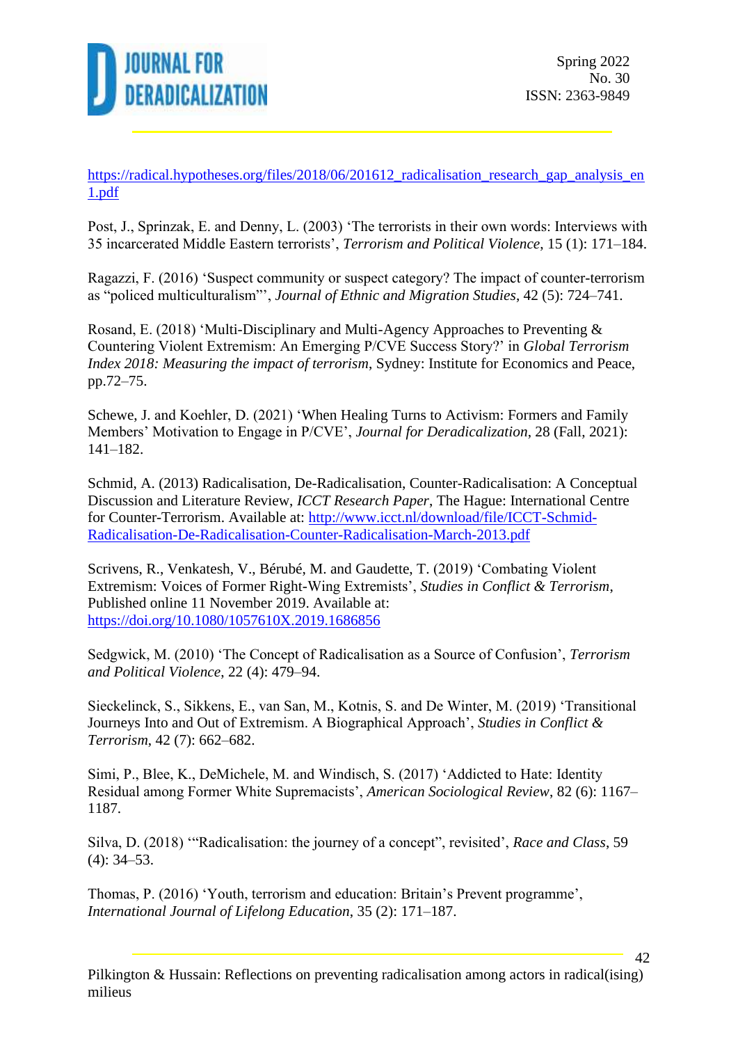https://radical.hypotheses.org/files/2018/06/201612_radicalisation_research_gap_analysis_en1.pdf

Post, J., Sprinzak, E. and Denny, L. (2003) ‘The terrorists in their own words: Interviews with 35 incarcerated Middle Eastern terrorists’, *Terrorism and Political Violence*, 15 (1): 171–184.

Ragazzi, F. (2016) ‘Suspect community or suspect category? The impact of counter-terrorism as “policed multiculturalism”’, *Journal of Ethnic and Migration Studies*, 42 (5): 724–741.

Rosand, E. (2018) ‘Multi-Disciplinary and Multi-Agency Approaches to Preventing & Countering Violent Extremism: An Emerging P/CVE Success Story?’ in *Global Terrorism Index 2018: Measuring the impact of terrorism*, Sydney: Institute for Economics and Peace, pp.72–75.

Schewe, J. and Koehler, D. (2021) ‘When Healing Turns to Activism: Formers and Family Members’ Motivation to Engage in P/CVE’, *Journal for Deradicalization*, 28 (Fall, 2021): 141–182.

Schmid, A. (2013) Radicalisation, De-Radicalisation, Counter-Radicalisation: A Conceptual Discussion and Literature Review, *ICCT Research Paper*, The Hague: International Centre for Counter-Terrorism. Available at: http://www.icct.nl/download/file/ICCT-Schmid-Radicalisation-De-Radicalisation-Counter-Radicalisation-March-2013.pdf

Scrivens, R., Venkatesh, V., Bérubé, M. and Gaudette, T. (2019) ‘Combating Violent Extremism: Voices of Former Right-Wing Extremists’, *Studies in Conflict & Terrorism*, Published online 11 November 2019. Available at: https://doi.org/10.1080/1057610X.2019.1686856

Sedgwick, M. (2010) ‘The Concept of Radicalisation as a Source of Confusion’, *Terrorism and Political Violence*, 22 (4): 479–94.

Sieckelinck, S., Sikkens, E., van San, M., Kotnis, S. and De Winter, M. (2019) ‘Transitional Journeys Into and Out of Extremism. A Biographical Approach’, *Studies in Conflict & Terrorism*, 42 (7): 662–682.

Simi, P., Blee, K., DeMichele, M. and Windisch, S. (2017) ‘Addicted to Hate: Identity Residual among Former White Supremacists’, *American Sociological Review*, 82 (6): 1167–1187.

Silva, D. (2018) ‘“Radicalisation: the journey of a concept”, revisited’, *Race and Class*, 59 (4): 34–53.

Thomas, P. (2016) ‘Youth, terrorism and education: Britain’s Prevent programme’, *International Journal of Lifelong Education*, 35 (2): 171–187.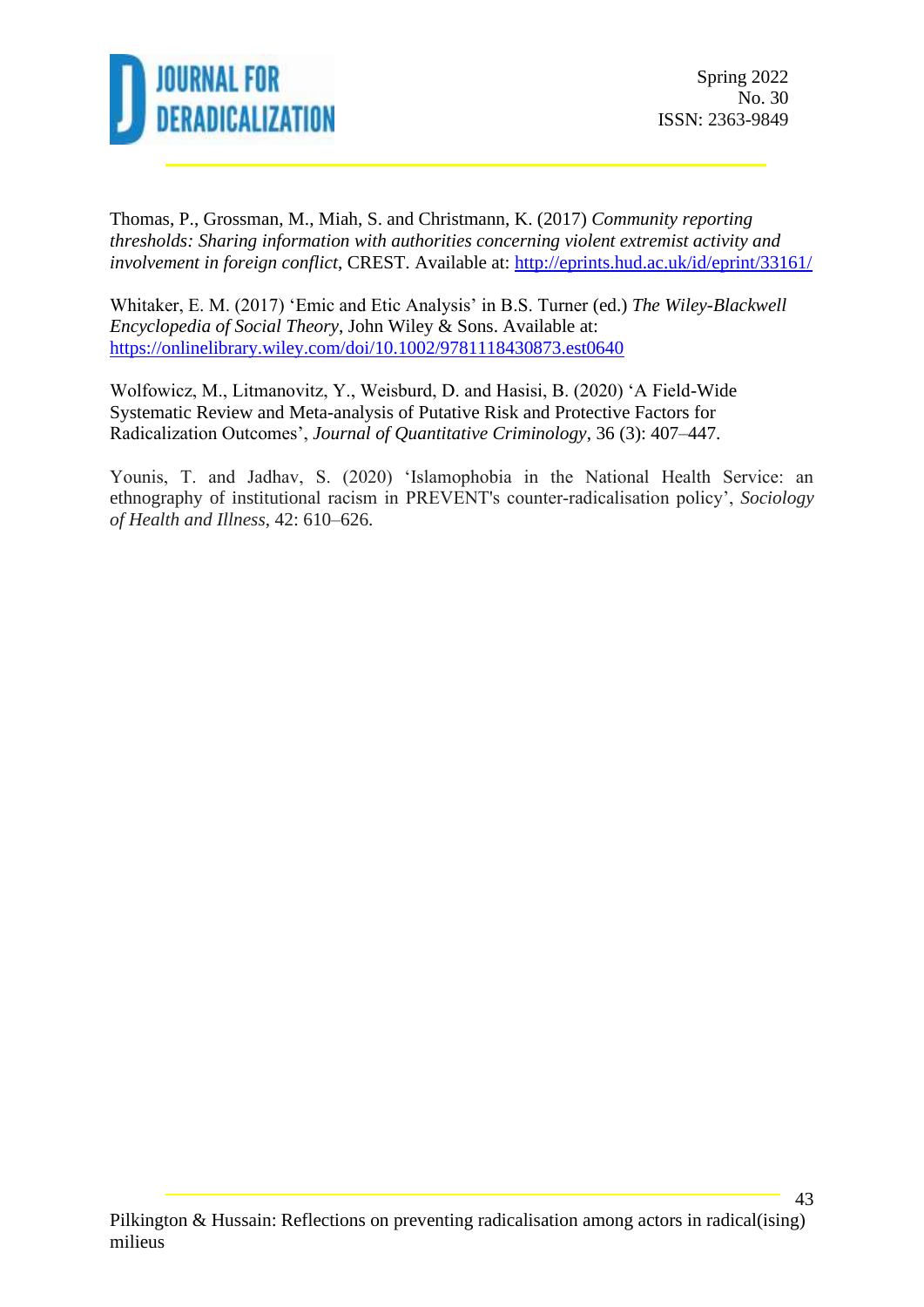Thomas, P., Grossman, M., Miah, S. and Christmann, K. (2017) *Community reporting thresholds: Sharing information with authorities concerning violent extremist activity and involvement in foreign conflict*, CREST. Available at: http://eprints.hud.ac.uk/id/eprint/33161/

Whitaker, E. M. (2017) 'Emic and Etic Analysis' in B.S. Turner (ed.) *The Wiley-Blackwell Encyclopedia of Social Theory*, John Wiley & Sons. Available at: https://onlinelibrary.wiley.com/doi/10.1002/9781118430873.est0640

Wolfowicz, M., Litmanovitz, Y., Weisburd, D. and Hasisi, B. (2020) 'A Field-Wide Systematic Review and Meta-analysis of Putative Risk and Protective Factors for Radicalization Outcomes', *Journal of Quantitative Criminology*, 36 (3): 407–447.

Younis, T. and Jadhav, S. (2020) 'Islamophobia in the National Health Service: an ethnography of institutional racism in PREVENT's counter-radicalisation policy', *Sociology of Health and Illness*, 42: 610–626.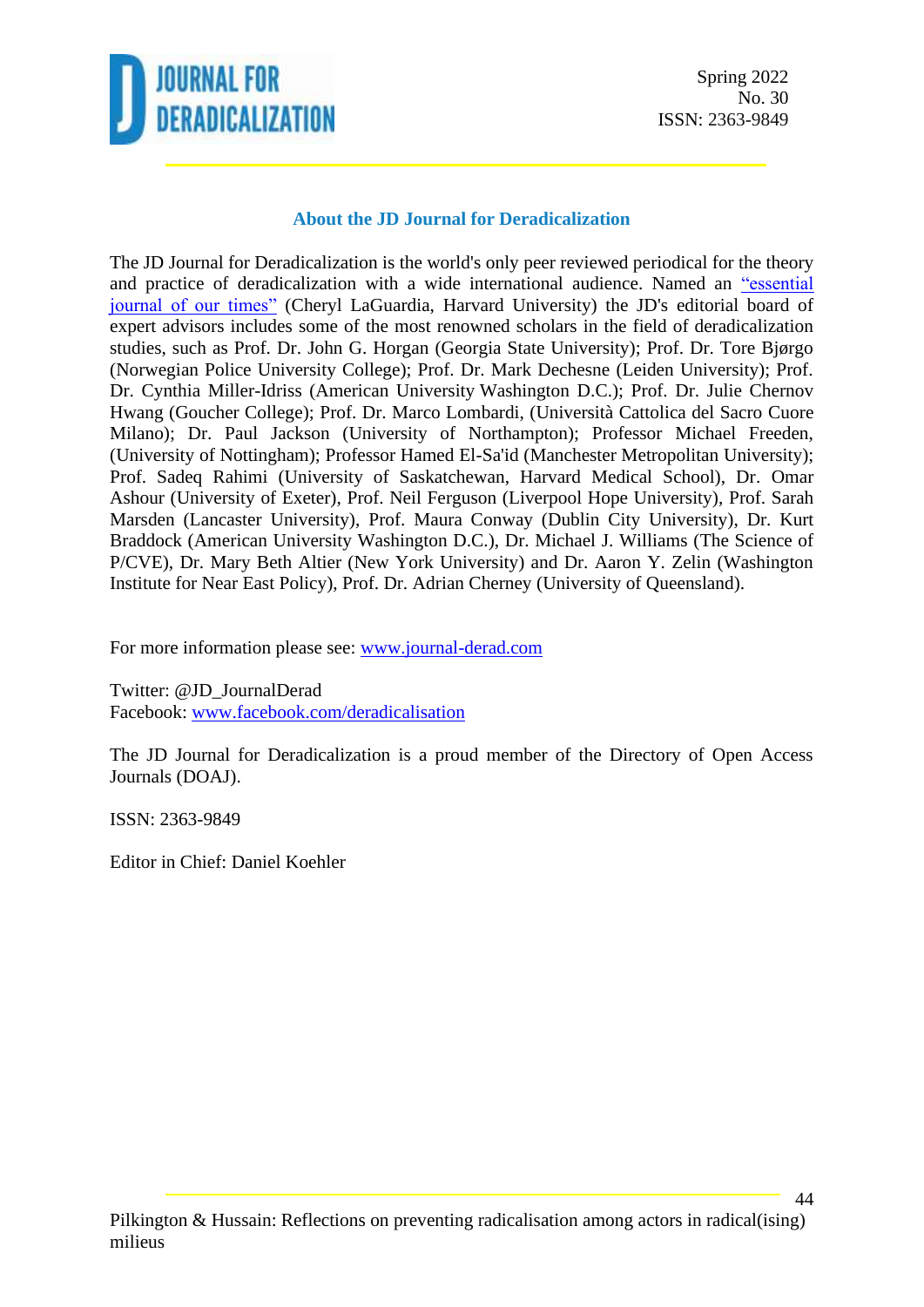## About the JD Journal for Deradicalization

The JD Journal for Deradicalization is the world's only peer reviewed periodical for the theory and practice of deradicalization with a wide international audience. Named an "essential journal of our times" (Cheryl LaGuardia, Harvard University) the JD's editorial board of expert advisors includes some of the most renowned scholars in the field of deradicalization studies, such as Prof. Dr. John G. Horgan (Georgia State University); Prof. Dr. Tore Bjørgo (Norwegian Police University College); Prof. Dr. Mark Dechesne (Leiden University); Prof. Dr. Cynthia Miller-Idriss (American University Washington D.C.); Prof. Dr. Julie Chernov Hwang (Goucher College); Prof. Dr. Marco Lombardi, (Università Cattolica del Sacro Cuore Milano); Dr. Paul Jackson (University of Northampton); Professor Michael Freeden, (University of Nottingham); Professor Hamed El-Sa'id (Manchester Metropolitan University); Prof. Sadeq Rahimi (University of Saskatchewan, Harvard Medical School), Dr. Omar Ashour (University of Exeter), Prof. Neil Ferguson (Liverpool Hope University), Prof. Sarah Marsden (Lancaster University), Prof. Maura Conway (Dublin City University), Dr. Kurt Braddock (American University Washington D.C.), Dr. Michael J. Williams (The Science of P/CVE), Dr. Mary Beth Altier (New York University) and Dr. Aaron Y. Zelin (Washington Institute for Near East Policy), Prof. Dr. Adrian Cherney (University of Queensland).

For more information please see: www.journal-derad.com

Twitter: @JD_JournalDerad
Facebook: www.facebook.com/deradicalisation

The JD Journal for Deradicalization is a proud member of the Directory of Open Access Journals (DOAJ).

ISSN: 2363-9849

Editor in Chief: Daniel Koehler